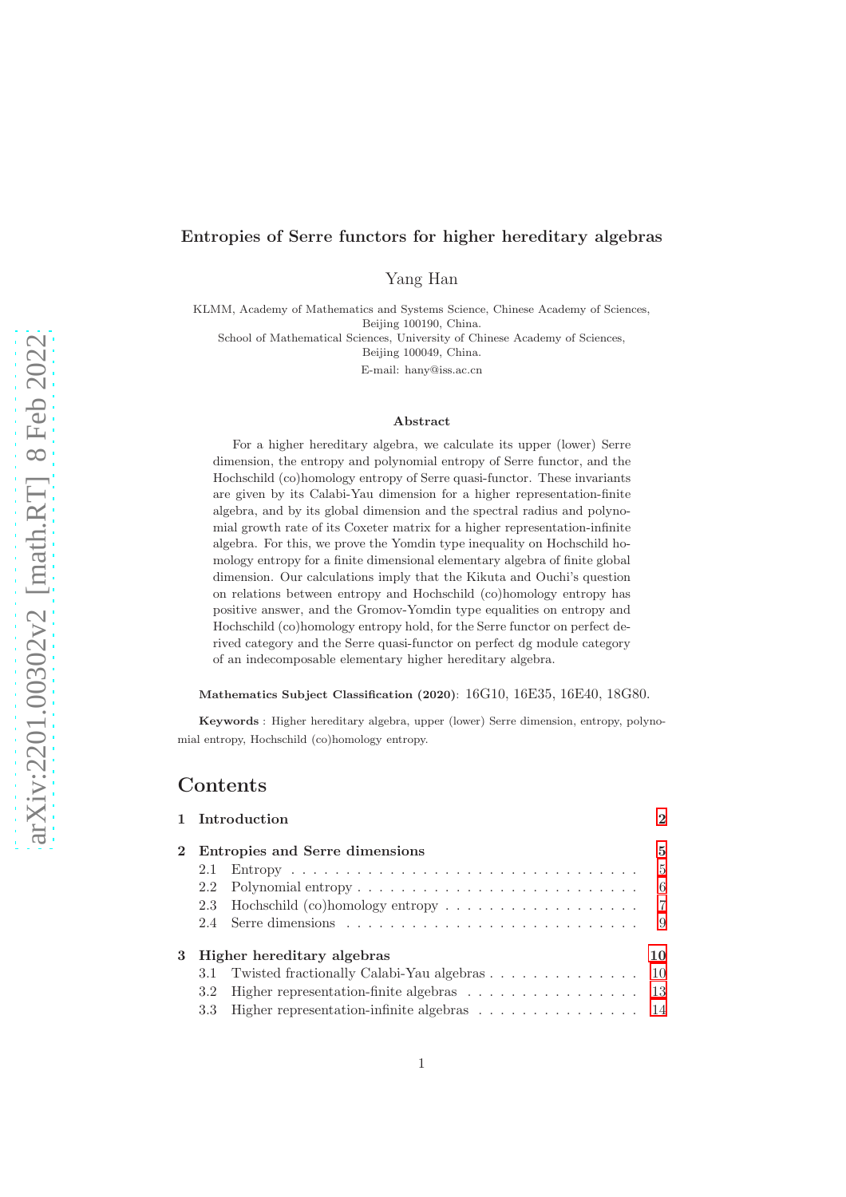# Entropies of Serre functors for higher hereditary algebras

Yang Han

KLMM, Academy of Mathematics and Systems Science, Chinese Academy of Sciences,
Beijing 100190, China.
School of Mathematical Sciences, University of Chinese Academy of Sciences,
Beijing 100049, China.
E-mail: hany@iss.ac.cn

## Abstract

For a higher hereditary algebra, we calculate its upper (lower) Serre dimension, the entropy and polynomial entropy of Serre functor, and the Hochschild (co)homology entropy of Serre quasi-functor. These invariants are given by its Calabi-Yau dimension for a higher representation-finite algebra, and by its global dimension and the spectral radius and polynomial growth rate of its Coxeter matrix for a higher representation-infinite algebra. For this, we prove the Yomdin type inequality on Hochschild homology entropy for a finite dimensional elementary algebra of finite global dimension. Our calculations imply that the Kikuta and Ouchi's question on relations between entropy and Hochschild (co)homology entropy has positive answer, and the Gromov-Yomdin type equalities on entropy and Hochschild (co)homology entropy hold, for the Serre functor on perfect derived category and the Serre quasi-functor on perfect dg module category of an indecomposable elementary higher hereditary algebra.

**Mathematics Subject Classification (2020)**: 16G10, 16E35, 16E40, 18G80.

**Keywords** : Higher hereditary algebra, upper (lower) Serre dimension, entropy, polynomial entropy, Hochschild (co)homology entropy.

# Contents

- **1 Introduction** 2
- **2 Entropies and Serre dimensions** 5
  - 2.1 Entropy 5
  - 2.2 Polynomial entropy 6
  - 2.3 Hochschild (co)homology entropy 7
  - 2.4 Serre dimensions 9
- **3 Higher hereditary algebras** 10
  - 3.1 Twisted fractionally Calabi-Yau algebras 10
  - 3.2 Higher representation-finite algebras 13
  - 3.3 Higher representation-infinite algebras 14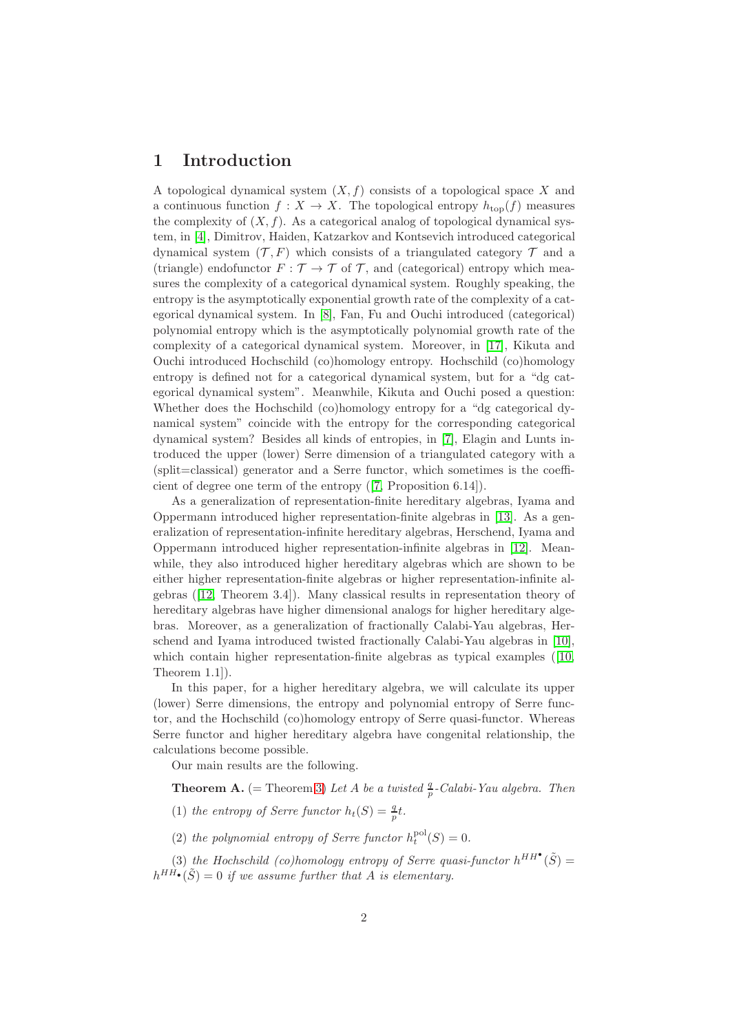# 1 Introduction

A topological dynamical system $(X, f)$ consists of a topological space $X$ and a continuous function $f : X \to X$. The topological entropy $h_{\mathrm{top}}(f)$ measures the complexity of $(X, f)$. As a categorical analog of topological dynamical system, in [4], Dimitrov, Haiden, Katzarkov and Kontsevich introduced categorical dynamical system $(\mathcal{T}, F)$ which consists of a triangulated category $\mathcal{T}$ and a (triangle) endofunctor $F : \mathcal{T} \to \mathcal{T}$ of $\mathcal{T}$, and (categorical) entropy which measures the complexity of a categorical dynamical system. Roughly speaking, the entropy is the asymptotically exponential growth rate of the complexity of a categorical dynamical system. In [8], Fan, Fu and Ouchi introduced (categorical) polynomial entropy which is the asymptotically polynomial growth rate of the complexity of a categorical dynamical system. Moreover, in [17], Kikuta and Ouchi introduced Hochschild (co)homology entropy. Hochschild (co)homology entropy is defined not for a categorical dynamical system, but for a "dg categorical dynamical system". Meanwhile, Kikuta and Ouchi posed a question: Whether does the Hochschild (co)homology entropy for a "dg categorical dynamical system" coincide with the entropy for the corresponding categorical dynamical system? Besides all kinds of entropies, in [7], Elagin and Lunts introduced the upper (lower) Serre dimension of a triangulated category with a (split=classical) generator and a Serre functor, which sometimes is the coefficient of degree one term of the entropy ([7, Proposition 6.14]).

As a generalization of representation-finite hereditary algebras, Iyama and Oppermann introduced higher representation-finite algebras in [13]. As a generalization of representation-infinite hereditary algebras, Herschend, Iyama and Oppermann introduced higher representation-infinite algebras in [12]. Meanwhile, they also introduced higher hereditary algebras which are shown to be either higher representation-finite algebras or higher representation-infinite algebras ([12, Theorem 3.4]). Many classical results in representation theory of hereditary algebras have higher dimensional analogs for higher hereditary algebras. Moreover, as a generalization of fractionally Calabi-Yau algebras, Herschend and Iyama introduced twisted fractionally Calabi-Yau algebras in [10], which contain higher representation-finite algebras as typical examples ([10, Theorem 1.1]).

In this paper, for a higher hereditary algebra, we will calculate its upper (lower) Serre dimensions, the entropy and polynomial entropy of Serre functor, and the Hochschild (co)homology entropy of Serre quasi-functor. Whereas Serre functor and higher hereditary algebra have congenital relationship, the calculations become possible.

Our main results are the following.

**Theorem A.** (= Theorem 3) *Let $A$ be a twisted $\frac{q}{p}$-Calabi-Yau algebra. Then*

(1) *the entropy of Serre functor $h_t(S) = \frac{q}{p}t$.*

(2) *the polynomial entropy of Serre functor $h_t^{\mathrm{pol}}(S) = 0$.*

(3) *the Hochschild (co)homology entropy of Serre quasi-functor $h^{HH^\bullet}(\tilde{S}) = h^{HH_\bullet}(\tilde{S}) = 0$ if we assume further that $A$ is elementary.*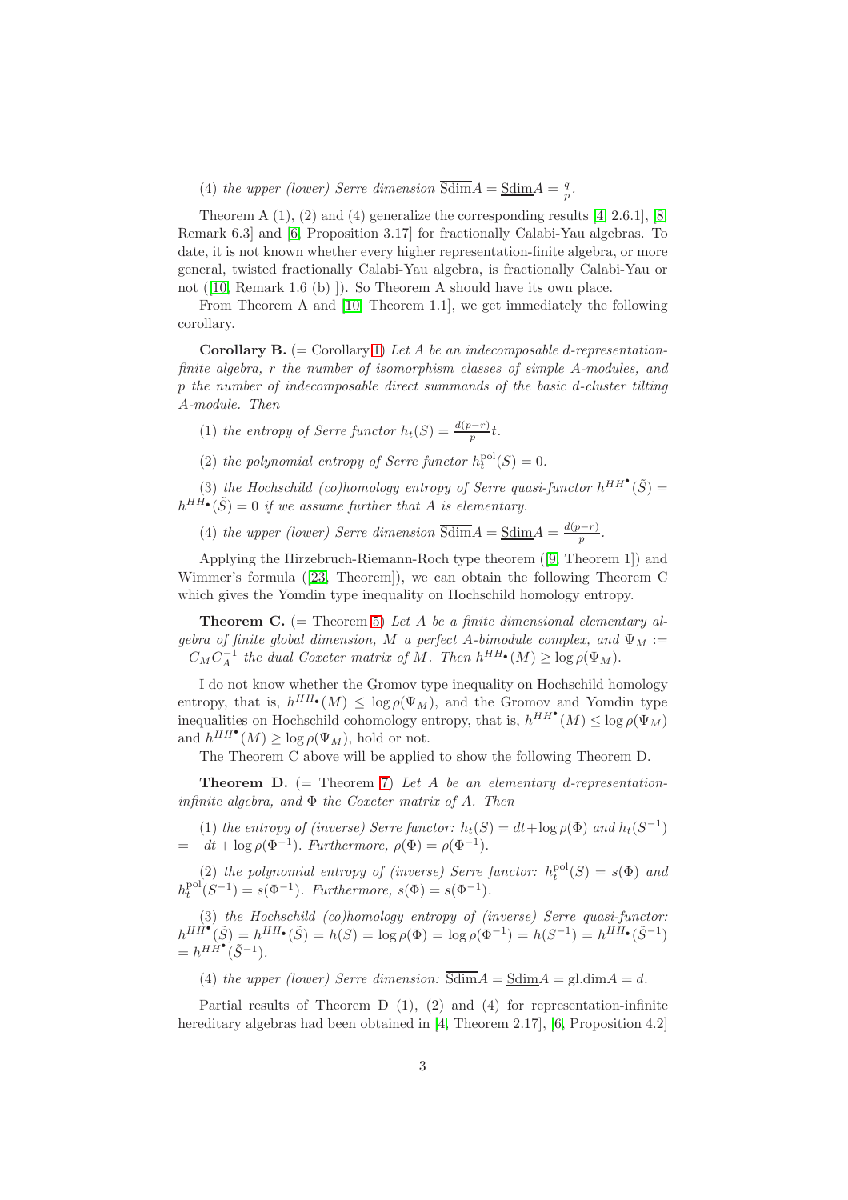(4) *the upper (lower) Serre dimension* $\overline{\text{Sdim}}A = \underline{\text{Sdim}}A = \frac{q}{p}$.

Theorem A (1), (2) and (4) generalize the corresponding results [4, 2.6.1], [8, Remark 6.3] and [6, Proposition 3.17] for fractionally Calabi-Yau algebras. To date, it is not known whether every higher representation-finite algebra, or more general, twisted fractionally Calabi-Yau algebra, is fractionally Calabi-Yau or not ([10, Remark 1.6 (b) ]). So Theorem A should have its own place.

From Theorem A and [10, Theorem 1.1], we get immediately the following corollary.

**Corollary B.** (= Corollary 1) *Let $A$ be an indecomposable $d$-representation-finite algebra, $r$ the number of isomorphism classes of simple $A$-modules, and $p$ the number of indecomposable direct summands of the basic $d$-cluster tilting $A$-module. Then*

(1) *the entropy of Serre functor $h_t(S) = \frac{d(p-r)}{p}t$.*

(2) *the polynomial entropy of Serre functor $h_t^{\text{pol}}(S) = 0$.*

(3) *the Hochschild (co)homology entropy of Serre quasi-functor $h^{HH^\bullet}(\tilde{S}) = h^{HH_\bullet}(\tilde{S}) = 0$ if we assume further that $A$ is elementary.*

(4) *the upper (lower) Serre dimension $\overline{\text{Sdim}}A = \underline{\text{Sdim}}A = \frac{d(p-r)}{p}$.*

Applying the Hirzebruch-Riemann-Roch type theorem ([9, Theorem 1]) and Wimmer's formula ([23, Theorem]), we can obtain the following Theorem C which gives the Yomdin type inequality on Hochschild homology entropy.

**Theorem C.** (= Theorem 5) *Let $A$ be a finite dimensional elementary algebra of finite global dimension, $M$ a perfect $A$-bimodule complex, and $\Psi_M := -C_M C_A^{-1}$ the dual Coxeter matrix of $M$. Then $h^{HH_\bullet}(M) \geq \log \rho(\Psi_M)$.*

I do not know whether the Gromov type inequality on Hochschild homology entropy, that is, $h^{HH_\bullet}(M) \leq \log \rho(\Psi_M)$, and the Gromov and Yomdin type inequalities on Hochschild cohomology entropy, that is, $h^{HH^\bullet}(M) \leq \log \rho(\Psi_M)$ and $h^{HH^\bullet}(M) \geq \log \rho(\Psi_M)$, hold or not.

The Theorem C above will be applied to show the following Theorem D.

**Theorem D.** (= Theorem 7) *Let $A$ be an elementary $d$-representation-infinite algebra, and $\Phi$ the Coxeter matrix of $A$. Then*

(1) *the entropy of (inverse) Serre functor: $h_t(S) = dt + \log \rho(\Phi)$ and $h_t(S^{-1}) = -dt + \log \rho(\Phi^{-1})$. Furthermore, $\rho(\Phi) = \rho(\Phi^{-1})$.*

(2) *the polynomial entropy of (inverse) Serre functor: $h_t^{\text{pol}}(S) = s(\Phi)$ and $h_t^{\text{pol}}(S^{-1}) = s(\Phi^{-1})$. Furthermore, $s(\Phi) = s(\Phi^{-1})$.*

(3) *the Hochschild (co)homology entropy of (inverse) Serre quasi-functor: $h^{HH^\bullet}(\tilde{S}) = h^{HH_\bullet}(\tilde{S}) = h(S) = \log \rho(\Phi) = \log \rho(\Phi^{-1}) = h(S^{-1}) = h^{HH_\bullet}(\tilde{S}^{-1}) = h^{HH^\bullet}(\tilde{S}^{-1})$.*

(4) *the upper (lower) Serre dimension: $\overline{\text{Sdim}}A = \underline{\text{Sdim}}A = \text{gl.dim}A = d$.*

Partial results of Theorem D (1), (2) and (4) for representation-infinite hereditary algebras had been obtained in [4, Theorem 2.17], [6, Proposition 4.2]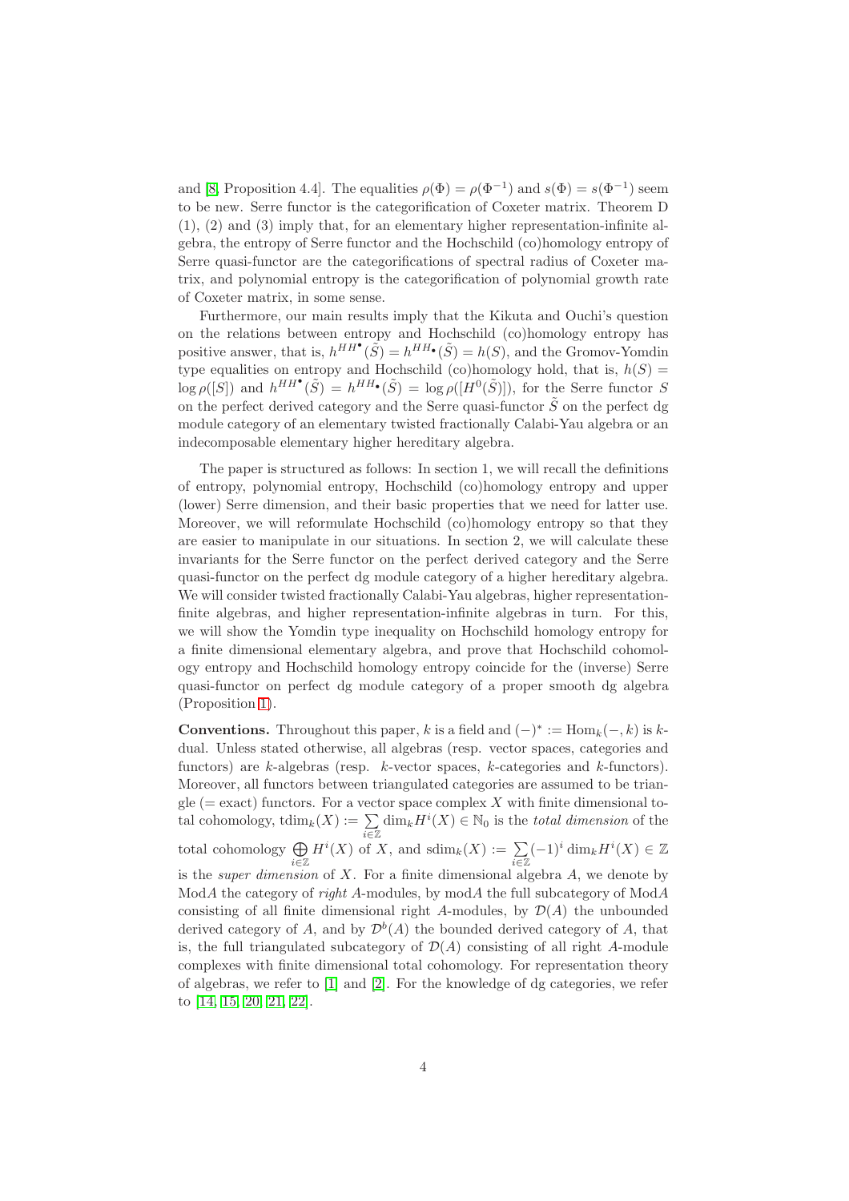and [8, Proposition 4.4]. The equalities $\rho(\Phi) = \rho(\Phi^{-1})$ and $s(\Phi) = s(\Phi^{-1})$ seem to be new. Serre functor is the categorification of Coxeter matrix. Theorem D (1), (2) and (3) imply that, for an elementary higher representation-infinite algebra, the entropy of Serre functor and the Hochschild (co)homology entropy of Serre quasi-functor are the categorifications of spectral radius of Coxeter matrix, and polynomial entropy is the categorification of polynomial growth rate of Coxeter matrix, in some sense.

Furthermore, our main results imply that the Kikuta and Ouchi's question on the relations between entropy and Hochschild (co)homology entropy has positive answer, that is, $h^{HH^\bullet}(\tilde{S}) = h^{HH_\bullet}(\tilde{S}) = h(S)$, and the Gromov-Yomdin type equalities on entropy and Hochschild (co)homology hold, that is, $h(S) = \log \rho([S])$ and $h^{HH^\bullet}(\tilde{S}) = h^{HH_\bullet}(\tilde{S}) = \log \rho([H^0(\tilde{S})])$, for the Serre functor $S$ on the perfect derived category and the Serre quasi-functor $\tilde{S}$ on the perfect dg module category of an elementary twisted fractionally Calabi-Yau algebra or an indecomposable elementary higher hereditary algebra.

The paper is structured as follows: In section 1, we will recall the definitions of entropy, polynomial entropy, Hochschild (co)homology entropy and upper (lower) Serre dimension, and their basic properties that we need for latter use. Moreover, we will reformulate Hochschild (co)homology entropy so that they are easier to manipulate in our situations. In section 2, we will calculate these invariants for the Serre functor on the perfect derived category and the Serre quasi-functor on the perfect dg module category of a higher hereditary algebra. We will consider twisted fractionally Calabi-Yau algebras, higher representation-finite algebras, and higher representation-infinite algebras in turn. For this, we will show the Yomdin type inequality on Hochschild homology entropy for a finite dimensional elementary algebra, and prove that Hochschild cohomology entropy and Hochschild homology entropy coincide for the (inverse) Serre quasi-functor on perfect dg module category of a proper smooth dg algebra (Proposition 1).

**Conventions.** Throughout this paper, $k$ is a field and $(-)^* := \mathrm{Hom}_k(-, k)$ is $k$-dual. Unless stated otherwise, all algebras (resp. vector spaces, categories and functors) are $k$-algebras (resp. $k$-vector spaces, $k$-categories and $k$-functors). Moreover, all functors between triangulated categories are assumed to be triangle (= exact) functors. For a vector space complex $X$ with finite dimensional total cohomology, $\mathrm{tdim}_k(X) := \sum_{i\in\mathbb{Z}} \dim_k H^i(X) \in \mathbb{N}_0$ is the *total dimension* of the total cohomology $\bigoplus_{i\in\mathbb{Z}} H^i(X)$ of $X$, and $\mathrm{sdim}_k(X) := \sum_{i\in\mathbb{Z}} (-1)^i \dim_k H^i(X) \in \mathbb{Z}$ is the *super dimension* of $X$. For a finite dimensional algebra $A$, we denote by $\mathrm{Mod}A$ the category of *right* $A$-modules, by $\mathrm{mod}A$ the full subcategory of $\mathrm{Mod}A$ consisting of all finite dimensional right $A$-modules, by $\mathcal{D}(A)$ the unbounded derived category of $A$, and by $\mathcal{D}^b(A)$ the bounded derived category of $A$, that is, the full triangulated subcategory of $\mathcal{D}(A)$ consisting of all right $A$-module complexes with finite dimensional total cohomology. For representation theory of algebras, we refer to [1] and [2]. For the knowledge of dg categories, we refer to [14, 15, 20, 21, 22].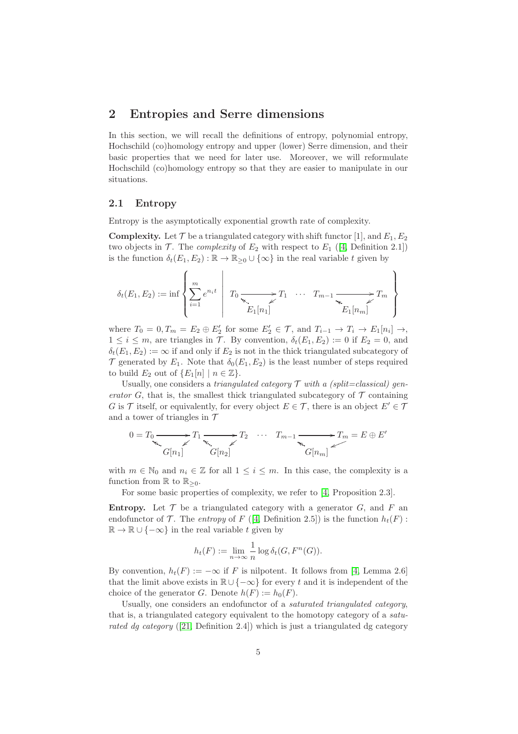## 2 Entropies and Serre dimensions

In this section, we will recall the definitions of entropy, polynomial entropy, Hochschild (co)homology entropy and upper (lower) Serre dimension, and their basic properties that we need for later use. Moreover, we will reformulate Hochschild (co)homology entropy so that they are easier to manipulate in our situations.

### 2.1 Entropy

Entropy is the asymptotically exponential growth rate of complexity.

**Complexity.** Let $\mathcal{T}$ be a triangulated category with shift functor [1], and $E_1, E_2$ two objects in $\mathcal{T}$. The *complexity* of $E_2$ with respect to $E_1$ ([4, Definition 2.1]) is the function $\delta_t(E_1, E_2) : \mathbb{R} \to \mathbb{R}_{\geq 0} \cup \{\infty\}$ in the real variable $t$ given by

$$\delta_t(E_1, E_2) := \inf \left\{ \sum_{i=1}^{m} e^{n_i t} \;\middle|\; \begin{array}{ccccc} T_0 & \longrightarrow & T_1 & \cdots & T_{m-1} \longrightarrow T_m \\ & E_1[n_1] & & & E_1[n_m] \end{array} \right\}$$

where $T_0 = 0, T_m = E_2 \oplus E_2'$ for some $E_2' \in \mathcal{T}$, and $T_{i-1} \to T_i \to E_1[n_i] \to$, $1 \leq i \leq m$, are triangles in $\mathcal{T}$. By convention, $\delta_t(E_1, E_2) := 0$ if $E_2 = 0$, and $\delta_t(E_1, E_2) := \infty$ if and only if $E_2$ is not in the thick triangulated subcategory of $\mathcal{T}$ generated by $E_1$. Note that $\delta_0(E_1, E_2)$ is the least number of steps required to build $E_2$ out of $\{E_1[n] \mid n \in \mathbb{Z}\}$.

Usually, one considers a *triangulated category $\mathcal{T}$ with a (split=classical) generator $G$*, that is, the smallest thick triangulated subcategory of $\mathcal{T}$ containing $G$ is $\mathcal{T}$ itself, or equivalently, for every object $E \in \mathcal{T}$, there is an object $E' \in \mathcal{T}$ and a tower of triangles in $\mathcal{T}$

$$\begin{array}{ccccccc} 0 = T_0 & \longrightarrow & T_1 & \longrightarrow & T_2 & \cdots & T_{m-1} \longrightarrow T_m = E \oplus E' \\ & G[n_1] & & G[n_2] & & & G[n_m] \end{array}$$

with $m \in \mathbb{N}_0$ and $n_i \in \mathbb{Z}$ for all $1 \leq i \leq m$. In this case, the complexity is a function from $\mathbb{R}$ to $\mathbb{R}_{\geq 0}$.

For some basic properties of complexity, we refer to [4, Proposition 2.3].

**Entropy.** Let $\mathcal{T}$ be a triangulated category with a generator $G$, and $F$ an endofunctor of $\mathcal{T}$. The *entropy* of $F$ ([4, Definition 2.5]) is the function $h_t(F) : \mathbb{R} \to \mathbb{R} \cup \{-\infty\}$ in the real variable $t$ given by

$$h_t(F) := \lim_{n \to \infty} \frac{1}{n} \log \delta_t(G, F^n(G)).$$

By convention, $h_t(F) := -\infty$ if $F$ is nilpotent. It follows from [4, Lemma 2.6] that the limit above exists in $\mathbb{R} \cup \{-\infty\}$ for every $t$ and it is independent of the choice of the generator $G$. Denote $h(F) := h_0(F)$.

Usually, one considers an endofunctor of a *saturated triangulated category*, that is, a triangulated category equivalent to the homotopy category of a *saturated dg category* ([21, Definition 2.4]) which is just a triangulated dg category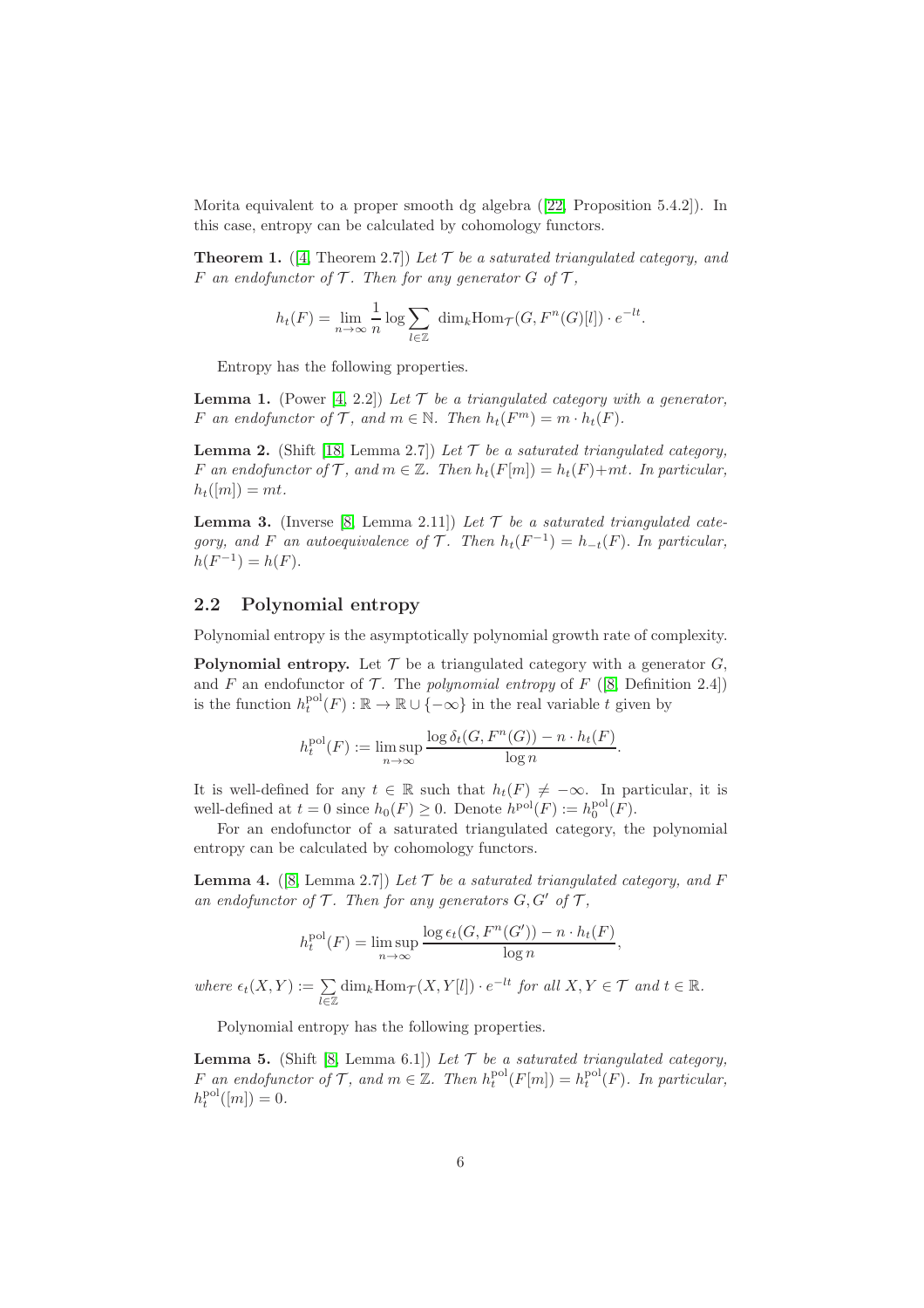Morita equivalent to a proper smooth dg algebra ([22, Proposition 5.4.2]). In this case, entropy can be calculated by cohomology functors.

**Theorem 1.** ([4, Theorem 2.7]) *Let $\mathcal{T}$ be a saturated triangulated category, and $F$ an endofunctor of $\mathcal{T}$. Then for any generator $G$ of $\mathcal{T}$,*

$$h_t(F) = \lim_{n\to\infty} \frac{1}{n} \log \sum_{l\in\mathbb{Z}} \dim_k \mathrm{Hom}_{\mathcal{T}}(G, F^n(G)[l]) \cdot e^{-lt}.$$

Entropy has the following properties.

**Lemma 1.** (Power [4, 2.2]) *Let $\mathcal{T}$ be a triangulated category with a generator, $F$ an endofunctor of $\mathcal{T}$, and $m \in \mathbb{N}$. Then $h_t(F^m) = m \cdot h_t(F)$.*

**Lemma 2.** (Shift [18, Lemma 2.7]) *Let $\mathcal{T}$ be a saturated triangulated category, $F$ an endofunctor of $\mathcal{T}$, and $m \in \mathbb{Z}$. Then $h_t(F[m]) = h_t(F)+mt$. In particular, $h_t([m]) = mt$.*

**Lemma 3.** (Inverse [8, Lemma 2.11]) *Let $\mathcal{T}$ be a saturated triangulated category, and $F$ an autoequivalence of $\mathcal{T}$. Then $h_t(F^{-1}) = h_{-t}(F)$. In particular, $h(F^{-1}) = h(F)$.*

## 2.2 Polynomial entropy

Polynomial entropy is the asymptotically polynomial growth rate of complexity.

**Polynomial entropy.** Let $\mathcal{T}$ be a triangulated category with a generator $G$, and $F$ an endofunctor of $\mathcal{T}$. The *polynomial entropy* of $F$ ([8, Definition 2.4]) is the function $h_t^{\mathrm{pol}}(F) : \mathbb{R} \to \mathbb{R} \cup \{-\infty\}$ in the real variable $t$ given by

$$h_t^{\mathrm{pol}}(F) := \limsup_{n\to\infty} \frac{\log \delta_t(G, F^n(G)) - n \cdot h_t(F)}{\log n}.$$

It is well-defined for any $t \in \mathbb{R}$ such that $h_t(F) \neq -\infty$. In particular, it is well-defined at $t = 0$ since $h_0(F) \geq 0$. Denote $h^{\mathrm{pol}}(F) := h_0^{\mathrm{pol}}(F)$.

For an endofunctor of a saturated triangulated category, the polynomial entropy can be calculated by cohomology functors.

**Lemma 4.** ([8, Lemma 2.7]) *Let $\mathcal{T}$ be a saturated triangulated category, and $F$ an endofunctor of $\mathcal{T}$. Then for any generators $G, G'$ of $\mathcal{T}$,*

$$h_t^{\mathrm{pol}}(F) = \limsup_{n\to\infty} \frac{\log \epsilon_t(G, F^n(G')) - n \cdot h_t(F)}{\log n},$$

*where $\epsilon_t(X,Y) := \sum_{l\in\mathbb{Z}} \dim_k \mathrm{Hom}_{\mathcal{T}}(X, Y[l]) \cdot e^{-lt}$ for all $X, Y \in \mathcal{T}$ and $t \in \mathbb{R}$.*

Polynomial entropy has the following properties.

**Lemma 5.** (Shift [8, Lemma 6.1]) *Let $\mathcal{T}$ be a saturated triangulated category, $F$ an endofunctor of $\mathcal{T}$, and $m \in \mathbb{Z}$. Then $h_t^{\mathrm{pol}}(F[m]) = h_t^{\mathrm{pol}}(F)$. In particular, $h_t^{\mathrm{pol}}([m]) = 0$.*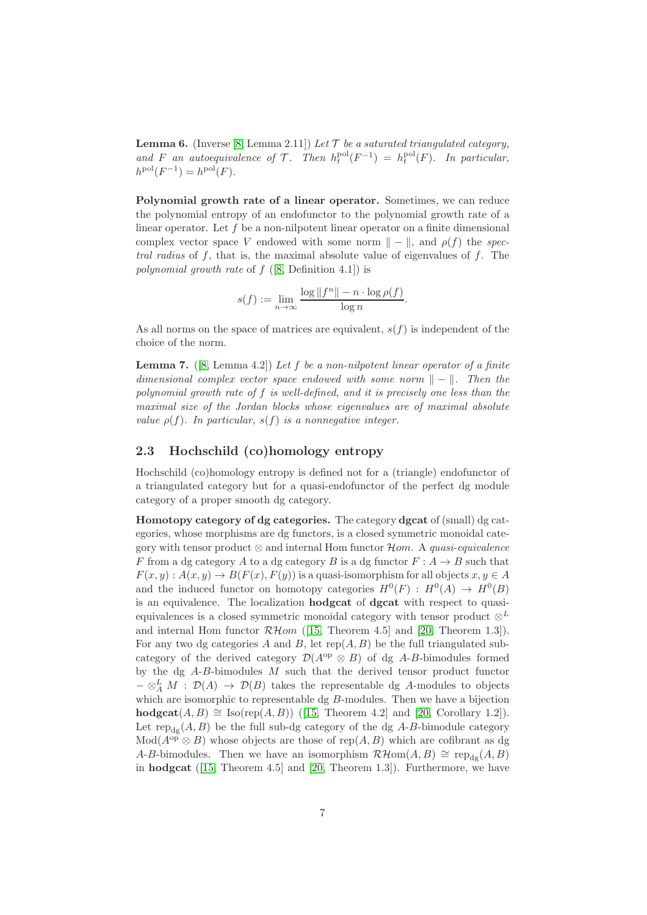**Lemma 6.** (Inverse [8, Lemma 2.11]) *Let $\mathcal{T}$ be a saturated triangulated category, and $F$ an autoequivalence of $\mathcal{T}$. Then $h_t^{\mathrm{pol}}(F^{-1}) = h_t^{\mathrm{pol}}(F)$. In particular, $h^{\mathrm{pol}}(F^{-1}) = h^{\mathrm{pol}}(F)$.*

**Polynomial growth rate of a linear operator.** Sometimes, we can reduce the polynomial entropy of an endofunctor to the polynomial growth rate of a linear operator. Let $f$ be a non-nilpotent linear operator on a finite dimensional complex vector space $V$ endowed with some norm $\| - \|$, and $\rho(f)$ the *spectral radius* of $f$, that is, the maximal absolute value of eigenvalues of $f$. The *polynomial growth rate* of $f$ ([8, Definition 4.1]) is

$$s(f) := \lim_{n \to \infty} \frac{\log \|f^n\| - n \cdot \log \rho(f)}{\log n}.$$

As all norms on the space of matrices are equivalent, $s(f)$ is independent of the choice of the norm.

**Lemma 7.** ([8, Lemma 4.2]) *Let $f$ be a non-nilpotent linear operator of a finite dimensional complex vector space endowed with some norm $\| - \|$. Then the polynomial growth rate of $f$ is well-defined, and it is precisely one less than the maximal size of the Jordan blocks whose eigenvalues are of maximal absolute value $\rho(f)$. In particular, $s(f)$ is a nonnegative integer.*

## 2.3 Hochschild (co)homology entropy

Hochschild (co)homology entropy is defined not for a (triangle) endofunctor of a triangulated category but for a quasi-endofunctor of the perfect dg module category of a proper smooth dg category.

**Homotopy category of dg categories.** The category **dgcat** of (small) dg categories, whose morphisms are dg functors, is a closed symmetric monoidal category with tensor product $\otimes$ and internal Hom functor $\mathcal{H}om$. A *quasi-equivalence* $F$ from a dg category $A$ to a dg category $B$ is a dg functor $F : A \to B$ such that $F(x, y) : A(x, y) \to B(F(x), F(y))$ is a quasi-isomorphism for all objects $x, y \in A$ and the induced functor on homotopy categories $H^0(F) : H^0(A) \to H^0(B)$ is an equivalence. The localization **hodgcat** of **dgcat** with respect to quasi-equivalences is a closed symmetric monoidal category with tensor product $\otimes^L$ and internal Hom functor $\mathcal{RH}om$ ([15, Theorem 4.5] and [20, Theorem 1.3]). For any two dg categories $A$ and $B$, let $\mathrm{rep}(A, B)$ be the full triangulated subcategory of the derived category $\mathcal{D}(A^{\mathrm{op}} \otimes B)$ of dg $A$-$B$-bimodules formed by the dg $A$-$B$-bimodules $M$ such that the derived tensor product functor $- \otimes_A^L M : \mathcal{D}(A) \to \mathcal{D}(B)$ takes the representable dg $A$-modules to objects which are isomorphic to representable dg $B$-modules. Then we have a bijection $\mathbf{hodgcat}(A, B) \cong \mathrm{Iso}(\mathrm{rep}(A, B))$ ([15, Theorem 4.2] and [20, Corollary 1.2]). Let $\mathrm{rep}_{\mathrm{dg}}(A, B)$ be the full sub-dg category of the dg $A$-$B$-bimodule category $\mathrm{Mod}(A^{\mathrm{op}} \otimes B)$ whose objects are those of $\mathrm{rep}(A, B)$ which are cofibrant as dg $A$-$B$-bimodules. Then we have an isomorphism $\mathcal{RH}\mathrm{om}(A, B) \cong \mathrm{rep}_{\mathrm{dg}}(A, B)$ in **hodgcat** ([15, Theorem 4.5] and [20, Theorem 1.3]). Furthermore, we have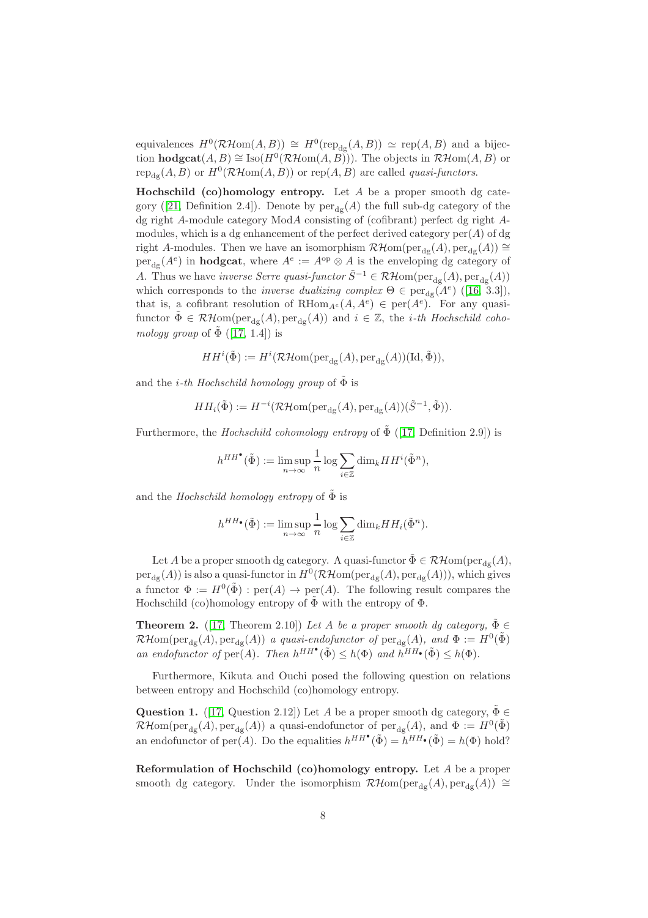equivalences $H^0(\mathcal{RH}\mathrm{om}(A,B)) \cong H^0(\mathrm{rep}_{\mathrm{dg}}(A,B)) \simeq \mathrm{rep}(A,B)$ and a bijection $\mathbf{hodgcat}(A,B) \cong \mathrm{Iso}(H^0(\mathcal{RH}\mathrm{om}(A,B)))$. The objects in $\mathcal{RH}\mathrm{om}(A,B)$ or $\mathrm{rep}_{\mathrm{dg}}(A,B)$ or $H^0(\mathcal{RH}\mathrm{om}(A,B))$ or $\mathrm{rep}(A,B)$ are called *quasi-functors*.

**Hochschild (co)homology entropy.** Let $A$ be a proper smooth dg category ([21, Definition 2.4]). Denote by $\mathrm{per}_{\mathrm{dg}}(A)$ the full sub-dg category of the dg right $A$-module category $\mathrm{Mod}A$ consisting of (cofibrant) perfect dg right $A$-modules, which is a dg enhancement of the perfect derived category $\mathrm{per}(A)$ of dg right $A$-modules. Then we have an isomorphism $\mathcal{RH}\mathrm{om}(\mathrm{per}_{\mathrm{dg}}(A), \mathrm{per}_{\mathrm{dg}}(A)) \cong \mathrm{per}_{\mathrm{dg}}(A^e)$ in **hodgcat**, where $A^e := A^{\mathrm{op}} \otimes A$ is the enveloping dg category of $A$. Thus we have *inverse Serre quasi-functor* $\tilde{S}^{-1} \in \mathcal{RH}\mathrm{om}(\mathrm{per}_{\mathrm{dg}}(A), \mathrm{per}_{\mathrm{dg}}(A))$ which corresponds to the *inverse dualizing complex* $\Theta \in \mathrm{per}_{\mathrm{dg}}(A^e)$ ([16, 3.3]), that is, a cofibrant resolution of $\mathrm{RHom}_{A^e}(A, A^e) \in \mathrm{per}(A^e)$. For any quasi-functor $\tilde{\Phi} \in \mathcal{RH}\mathrm{om}(\mathrm{per}_{\mathrm{dg}}(A), \mathrm{per}_{\mathrm{dg}}(A))$ and $i \in \mathbb{Z}$, the *i-th Hochschild cohomology group* of $\tilde{\Phi}$ ([17, 1.4]) is

$$HH^i(\tilde{\Phi}) := H^i(\mathcal{RH}\mathrm{om}(\mathrm{per}_{\mathrm{dg}}(A), \mathrm{per}_{\mathrm{dg}}(A))(\mathrm{Id}, \tilde{\Phi})),$$

and the *i-th Hochschild homology group* of $\tilde{\Phi}$ is

$$HH_i(\tilde{\Phi}) := H^{-i}(\mathcal{RH}\mathrm{om}(\mathrm{per}_{\mathrm{dg}}(A), \mathrm{per}_{\mathrm{dg}}(A))(\tilde{S}^{-1}, \tilde{\Phi})).$$

Furthermore, the *Hochschild cohomology entropy* of $\tilde{\Phi}$ ([17, Definition 2.9]) is

$$h^{HH^\bullet}(\tilde{\Phi}) := \limsup_{n\to\infty} \frac{1}{n} \log \sum_{i\in\mathbb{Z}} \dim_k HH^i(\tilde{\Phi}^n),$$

and the *Hochschild homology entropy* of $\tilde{\Phi}$ is

$$h^{HH_\bullet}(\tilde{\Phi}) := \limsup_{n\to\infty} \frac{1}{n} \log \sum_{i\in\mathbb{Z}} \dim_k HH_i(\tilde{\Phi}^n).$$

Let $A$ be a proper smooth dg category. A quasi-functor $\tilde{\Phi} \in \mathcal{RH}\mathrm{om}(\mathrm{per}_{\mathrm{dg}}(A), \mathrm{per}_{\mathrm{dg}}(A))$ is also a quasi-functor in $H^0(\mathcal{RH}\mathrm{om}(\mathrm{per}_{\mathrm{dg}}(A), \mathrm{per}_{\mathrm{dg}}(A)))$, which gives a functor $\Phi := H^0(\tilde{\Phi}) : \mathrm{per}(A) \to \mathrm{per}(A)$. The following result compares the Hochschild (co)homology entropy of $\tilde{\Phi}$ with the entropy of $\Phi$.

**Theorem 2.** ([17, Theorem 2.10]) *Let $A$ be a proper smooth dg category, $\tilde{\Phi} \in \mathcal{RH}\mathrm{om}(\mathrm{per}_{\mathrm{dg}}(A), \mathrm{per}_{\mathrm{dg}}(A))$ a quasi-endofunctor of $\mathrm{per}_{\mathrm{dg}}(A)$, and $\Phi := H^0(\tilde{\Phi})$ an endofunctor of $\mathrm{per}(A)$. Then $h^{HH^\bullet}(\tilde{\Phi}) \le h(\Phi)$ and $h^{HH_\bullet}(\tilde{\Phi}) \le h(\Phi)$.*

Furthermore, Kikuta and Ouchi posed the following question on relations between entropy and Hochschild (co)homology entropy.

**Question 1.** ([17, Question 2.12]) Let $A$ be a proper smooth dg category, $\tilde{\Phi} \in \mathcal{RH}\mathrm{om}(\mathrm{per}_{\mathrm{dg}}(A), \mathrm{per}_{\mathrm{dg}}(A))$ a quasi-endofunctor of $\mathrm{per}_{\mathrm{dg}}(A)$, and $\Phi := H^0(\tilde{\Phi})$ an endofunctor of $\mathrm{per}(A)$. Do the equalities $h^{HH^\bullet}(\tilde{\Phi}) = h^{HH_\bullet}(\tilde{\Phi}) = h(\Phi)$ hold?

**Reformulation of Hochschild (co)homology entropy.** Let $A$ be a proper smooth dg category. Under the isomorphism $\mathcal{RH}\mathrm{om}(\mathrm{per}_{\mathrm{dg}}(A), \mathrm{per}_{\mathrm{dg}}(A)) \cong$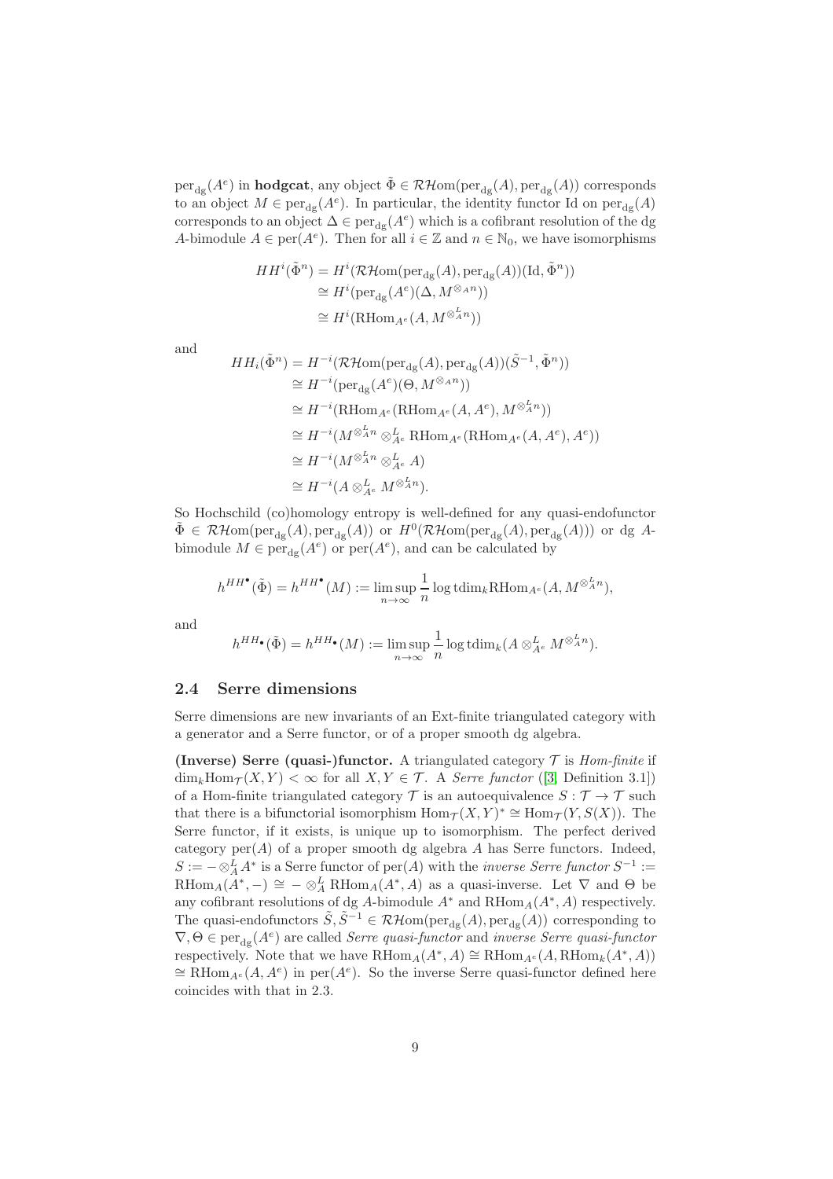$\mathrm{per}_{\mathrm{dg}}(A^e)$ in **hodgcat**, any object $\tilde{\Phi} \in \mathcal{RH}\mathrm{om}(\mathrm{per}_{\mathrm{dg}}(A), \mathrm{per}_{\mathrm{dg}}(A))$ corresponds to an object $M \in \mathrm{per}_{\mathrm{dg}}(A^e)$. In particular, the identity functor Id on $\mathrm{per}_{\mathrm{dg}}(A)$ corresponds to an object $\Delta \in \mathrm{per}_{\mathrm{dg}}(A^e)$ which is a cofibrant resolution of the dg $A$-bimodule $A \in \mathrm{per}(A^e)$. Then for all $i \in \mathbb{Z}$ and $n \in \mathbb{N}_0$, we have isomorphisms

$$
\begin{aligned}
HH^i(\tilde{\Phi}^n) &= H^i(\mathcal{RH}\mathrm{om}(\mathrm{per}_{\mathrm{dg}}(A), \mathrm{per}_{\mathrm{dg}}(A))(\mathrm{Id}, \tilde{\Phi}^n)) \\
&\cong H^i(\mathrm{per}_{\mathrm{dg}}(A^e)(\Delta, M^{\otimes_A n})) \\
&\cong H^i(\mathrm{RHom}_{A^e}(A, M^{\otimes^L_A n}))
\end{aligned}
$$

and

$$
\begin{aligned}
HH_i(\tilde{\Phi}^n) &= H^{-i}(\mathcal{RH}\mathrm{om}(\mathrm{per}_{\mathrm{dg}}(A), \mathrm{per}_{\mathrm{dg}}(A))(\tilde{S}^{-1}, \tilde{\Phi}^n)) \\
&\cong H^{-i}(\mathrm{per}_{\mathrm{dg}}(A^e)(\Theta, M^{\otimes_A n})) \\
&\cong H^{-i}(\mathrm{RHom}_{A^e}(\mathrm{RHom}_{A^e}(A, A^e), M^{\otimes^L_A n})) \\
&\cong H^{-i}(M^{\otimes^L_A n} \otimes^L_{A^e} \mathrm{RHom}_{A^e}(\mathrm{RHom}_{A^e}(A, A^e), A^e)) \\
&\cong H^{-i}(M^{\otimes^L_A n} \otimes^L_{A^e} A) \\
&\cong H^{-i}(A \otimes^L_{A^e} M^{\otimes^L_A n}).
\end{aligned}
$$

So Hochschild (co)homology entropy is well-defined for any quasi-endofunctor $\tilde{\Phi} \in \mathcal{RH}\mathrm{om}(\mathrm{per}_{\mathrm{dg}}(A), \mathrm{per}_{\mathrm{dg}}(A))$ or $H^0(\mathcal{RH}\mathrm{om}(\mathrm{per}_{\mathrm{dg}}(A), \mathrm{per}_{\mathrm{dg}}(A)))$ or dg $A$-bimodule $M \in \mathrm{per}_{\mathrm{dg}}(A^e)$ or $\mathrm{per}(A^e)$, and can be calculated by

$$
h^{HH^\bullet}(\tilde{\Phi}) = h^{HH^\bullet}(M) := \limsup_{n\to\infty} \frac{1}{n} \log \mathrm{tdim}_k \mathrm{RHom}_{A^e}(A, M^{\otimes^L_A n}),
$$

and

$$
h^{HH_\bullet}(\tilde{\Phi}) = h^{HH_\bullet}(M) := \limsup_{n\to\infty} \frac{1}{n} \log \mathrm{tdim}_k (A \otimes^L_{A^e} M^{\otimes^L_A n}).
$$

### 2.4 Serre dimensions

Serre dimensions are new invariants of an Ext-finite triangulated category with a generator and a Serre functor, or of a proper smooth dg algebra.

**(Inverse) Serre (quasi-)functor.** A triangulated category $\mathcal{T}$ is *Hom-finite* if $\dim_k \mathrm{Hom}_{\mathcal{T}}(X, Y) < \infty$ for all $X, Y \in \mathcal{T}$. A *Serre functor* ([3] Definition 3.1]) of a Hom-finite triangulated category $\mathcal{T}$ is an autoequivalence $S : \mathcal{T} \to \mathcal{T}$ such that there is a bifunctorial isomorphism $\mathrm{Hom}_{\mathcal{T}}(X, Y)^* \cong \mathrm{Hom}_{\mathcal{T}}(Y, S(X))$. The Serre functor, if it exists, is unique up to isomorphism. The perfect derived category $\mathrm{per}(A)$ of a proper smooth dg algebra $A$ has Serre functors. Indeed, $S := - \otimes^L_A A^*$ is a Serre functor of $\mathrm{per}(A)$ with the *inverse Serre functor* $S^{-1} := \mathrm{RHom}_A(A^*, -) \cong - \otimes^L_A \mathrm{RHom}_A(A^*, A)$ as a quasi-inverse. Let $\nabla$ and $\Theta$ be any cofibrant resolutions of dg $A$-bimodule $A^*$ and $\mathrm{RHom}_A(A^*, A)$ respectively. The quasi-endofunctors $\tilde{S}, \tilde{S}^{-1} \in \mathcal{RH}\mathrm{om}(\mathrm{per}_{\mathrm{dg}}(A), \mathrm{per}_{\mathrm{dg}}(A))$ corresponding to $\nabla, \Theta \in \mathrm{per}_{\mathrm{dg}}(A^e)$ are called *Serre quasi-functor* and *inverse Serre quasi-functor* respectively. Note that we have $\mathrm{RHom}_A(A^*, A) \cong \mathrm{RHom}_{A^e}(A, \mathrm{RHom}_k(A^*, A))$ $\cong \mathrm{RHom}_{A^e}(A, A^e)$ in $\mathrm{per}(A^e)$. So the inverse Serre quasi-functor defined here coincides with that in 2.3.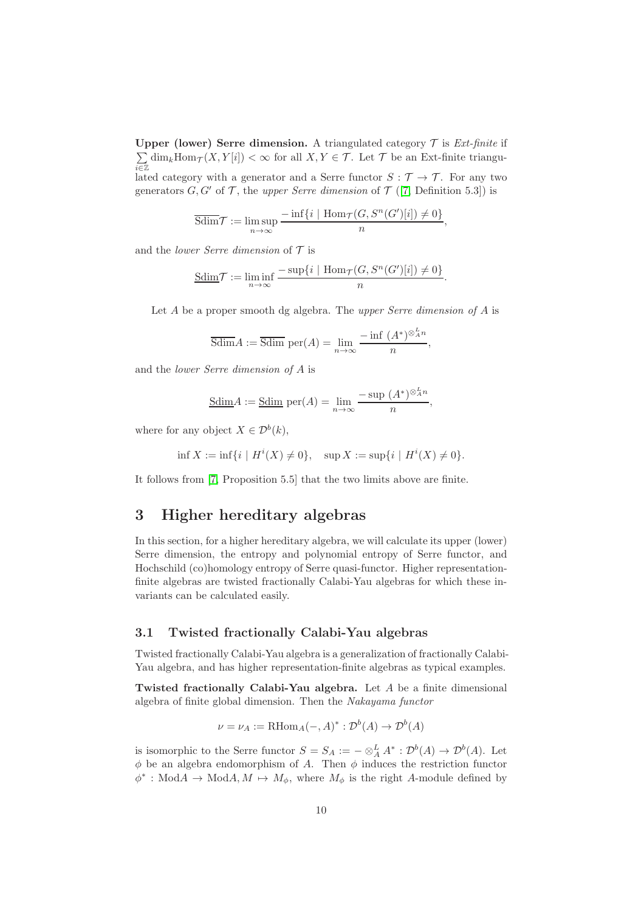**Upper (lower) Serre dimension.** A triangulated category $\mathcal{T}$ is *Ext-finite* if $\sum_{i\in\mathbb{Z}} \dim_k \mathrm{Hom}_{\mathcal{T}}(X, Y[i]) < \infty$ for all $X, Y \in \mathcal{T}$. Let $\mathcal{T}$ be an Ext-finite triangulated category with a generator and a Serre functor $S : \mathcal{T} \to \mathcal{T}$. For any two generators $G, G'$ of $\mathcal{T}$, the *upper Serre dimension* of $\mathcal{T}$ ([7, Definition 5.3]) is

$$\overline{\mathrm{Sdim}}\mathcal{T} := \limsup_{n\to\infty} \frac{-\inf\{i \mid \mathrm{Hom}_{\mathcal{T}}(G, S^n(G')[i]) \neq 0\}}{n},$$

and the *lower Serre dimension* of $\mathcal{T}$ is

$$\underline{\mathrm{Sdim}}\mathcal{T} := \liminf_{n\to\infty} \frac{-\sup\{i \mid \mathrm{Hom}_{\mathcal{T}}(G, S^n(G')[i]) \neq 0\}}{n}.$$

Let $A$ be a proper smooth dg algebra. The *upper Serre dimension of* $A$ is

$$\overline{\mathrm{Sdim}}A := \overline{\mathrm{Sdim}}\ \mathrm{per}(A) = \lim_{n\to\infty} \frac{-\inf\ (A^*)^{\otimes^L_A n}}{n},$$

and the *lower Serre dimension of* $A$ is

$$\underline{\mathrm{Sdim}}A := \underline{\mathrm{Sdim}}\ \mathrm{per}(A) = \lim_{n\to\infty} \frac{-\sup\ (A^*)^{\otimes^L_A n}}{n},$$

where for any object $X \in \mathcal{D}^b(k)$,

$$\inf X := \inf\{i \mid H^i(X) \neq 0\}, \quad \sup X := \sup\{i \mid H^i(X) \neq 0\}.$$

It follows from [7, Proposition 5.5] that the two limits above are finite.

# 3 Higher hereditary algebras

In this section, for a higher hereditary algebra, we will calculate its upper (lower) Serre dimension, the entropy and polynomial entropy of Serre functor, and Hochschild (co)homology entropy of Serre quasi-functor. Higher representation-finite algebras are twisted fractionally Calabi-Yau algebras for which these invariants can be calculated easily.

## 3.1 Twisted fractionally Calabi-Yau algebras

Twisted fractionally Calabi-Yau algebra is a generalization of fractionally Calabi-Yau algebra, and has higher representation-finite algebras as typical examples.

**Twisted fractionally Calabi-Yau algebra.** Let $A$ be a finite dimensional algebra of finite global dimension. Then the *Nakayama functor*

$$\nu = \nu_A := \mathrm{RHom}_A(-, A)^* : \mathcal{D}^b(A) \to \mathcal{D}^b(A)$$

is isomorphic to the Serre functor $S = S_A := - \otimes^L_A A^* : \mathcal{D}^b(A) \to \mathcal{D}^b(A)$. Let $\phi$ be an algebra endomorphism of $A$. Then $\phi$ induces the restriction functor $\phi^* : \mathrm{Mod}A \to \mathrm{Mod}A, M \mapsto M_\phi$, where $M_\phi$ is the right $A$-module defined by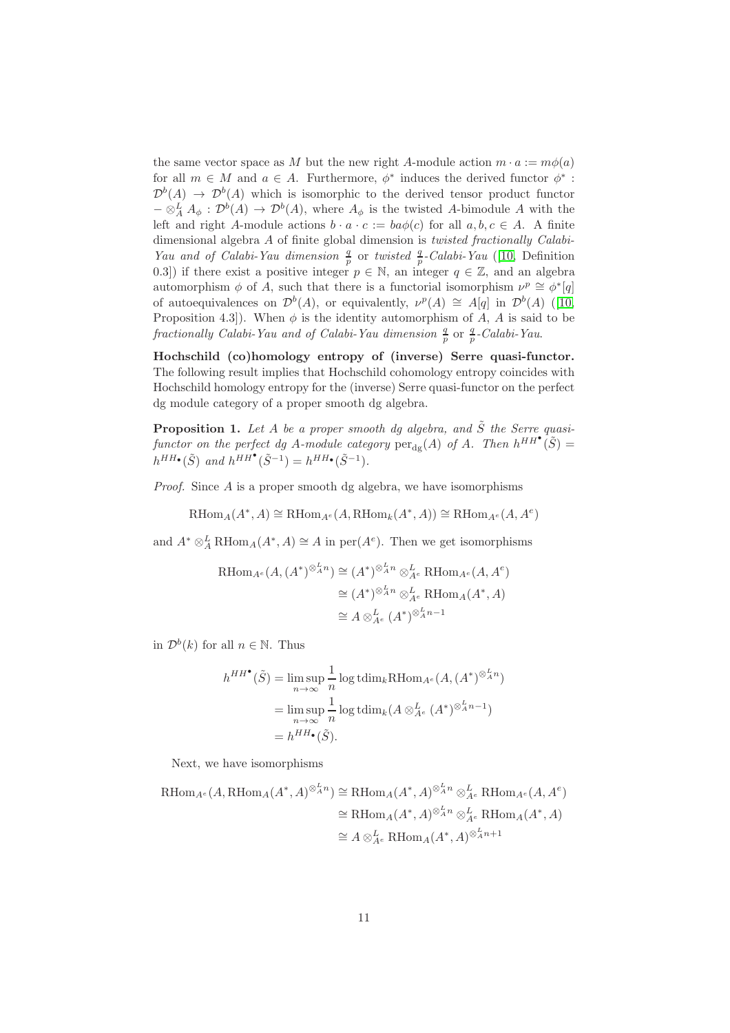the same vector space as $M$ but the new right $A$-module action $m \cdot a := m\phi(a)$ for all $m \in M$ and $a \in A$. Furthermore, $\phi^*$ induces the derived functor $\phi^* : \mathcal{D}^b(A) \to \mathcal{D}^b(A)$ which is isomorphic to the derived tensor product functor $- \otimes_A^L A_\phi : \mathcal{D}^b(A) \to \mathcal{D}^b(A)$, where $A_\phi$ is the twisted $A$-bimodule $A$ with the left and right $A$-module actions $b \cdot a \cdot c := ba\phi(c)$ for all $a, b, c \in A$. A finite dimensional algebra $A$ of finite global dimension is *twisted fractionally Calabi-Yau and of Calabi-Yau dimension* $\frac{q}{p}$ or *twisted* $\frac{q}{p}$*-Calabi-Yau* ([10, Definition 0.3]) if there exist a positive integer $p \in \mathbb{N}$, an integer $q \in \mathbb{Z}$, and an algebra automorphism $\phi$ of $A$, such that there is a functorial isomorphism $\nu^p \cong \phi^*[q]$ of autoequivalences on $\mathcal{D}^b(A)$, or equivalently, $\nu^p(A) \cong A[q]$ in $\mathcal{D}^b(A)$ ([10, Proposition 4.3]). When $\phi$ is the identity automorphism of $A$, $A$ is said to be *fractionally Calabi-Yau and of Calabi-Yau dimension* $\frac{q}{p}$ or $\frac{q}{p}$*-Calabi-Yau*.

**Hochschild (co)homology entropy of (inverse) Serre quasi-functor.** The following result implies that Hochschild cohomology entropy coincides with Hochschild homology entropy for the (inverse) Serre quasi-functor on the perfect dg module category of a proper smooth dg algebra.

**Proposition 1.** *Let $A$ be a proper smooth dg algebra, and $\tilde{S}$ the Serre quasi-functor on the perfect dg $A$-module category $\mathrm{per}_{\mathrm{dg}}(A)$ of $A$. Then $h^{HH^\bullet}(\tilde{S}) = h^{HH_\bullet}(\tilde{S})$ and $h^{HH^\bullet}(\tilde{S}^{-1}) = h^{HH_\bullet}(\tilde{S}^{-1})$.*

*Proof.* Since $A$ is a proper smooth dg algebra, we have isomorphisms

$$\mathrm{RHom}_A(A^*, A) \cong \mathrm{RHom}_{A^e}(A, \mathrm{RHom}_k(A^*, A)) \cong \mathrm{RHom}_{A^e}(A, A^e)$$

and $A^* \otimes_A^L \mathrm{RHom}_A(A^*, A) \cong A$ in $\mathrm{per}(A^e)$. Then we get isomorphisms

$$\begin{aligned}
\mathrm{RHom}_{A^e}(A, (A^*)^{\otimes_A^L n}) &\cong (A^*)^{\otimes_A^L n} \otimes_{A^e}^L \mathrm{RHom}_{A^e}(A, A^e) \\
&\cong (A^*)^{\otimes_A^L n} \otimes_{A^e}^L \mathrm{RHom}_A(A^*, A) \\
&\cong A \otimes_{A^e}^L (A^*)^{\otimes_A^L n-1}
\end{aligned}$$

in $\mathcal{D}^b(k)$ for all $n \in \mathbb{N}$. Thus

$$\begin{aligned}
h^{HH^\bullet}(\tilde{S}) &= \limsup_{n\to\infty} \frac{1}{n} \log \mathrm{tdim}_k \mathrm{RHom}_{A^e}(A, (A^*)^{\otimes_A^L n}) \\
&= \limsup_{n\to\infty} \frac{1}{n} \log \mathrm{tdim}_k (A \otimes_{A^e}^L (A^*)^{\otimes_A^L n-1}) \\
&= h^{HH_\bullet}(\tilde{S}).
\end{aligned}$$

Next, we have isomorphisms

$$\begin{aligned}
\mathrm{RHom}_{A^e}(A, \mathrm{RHom}_A(A^*, A)^{\otimes_A^L n}) &\cong \mathrm{RHom}_A(A^*, A)^{\otimes_A^L n} \otimes_{A^e}^L \mathrm{RHom}_{A^e}(A, A^e) \\
&\cong \mathrm{RHom}_A(A^*, A)^{\otimes_A^L n} \otimes_{A^e}^L \mathrm{RHom}_A(A^*, A) \\
&\cong A \otimes_{A^e}^L \mathrm{RHom}_A(A^*, A)^{\otimes_A^L n+1}
\end{aligned}$$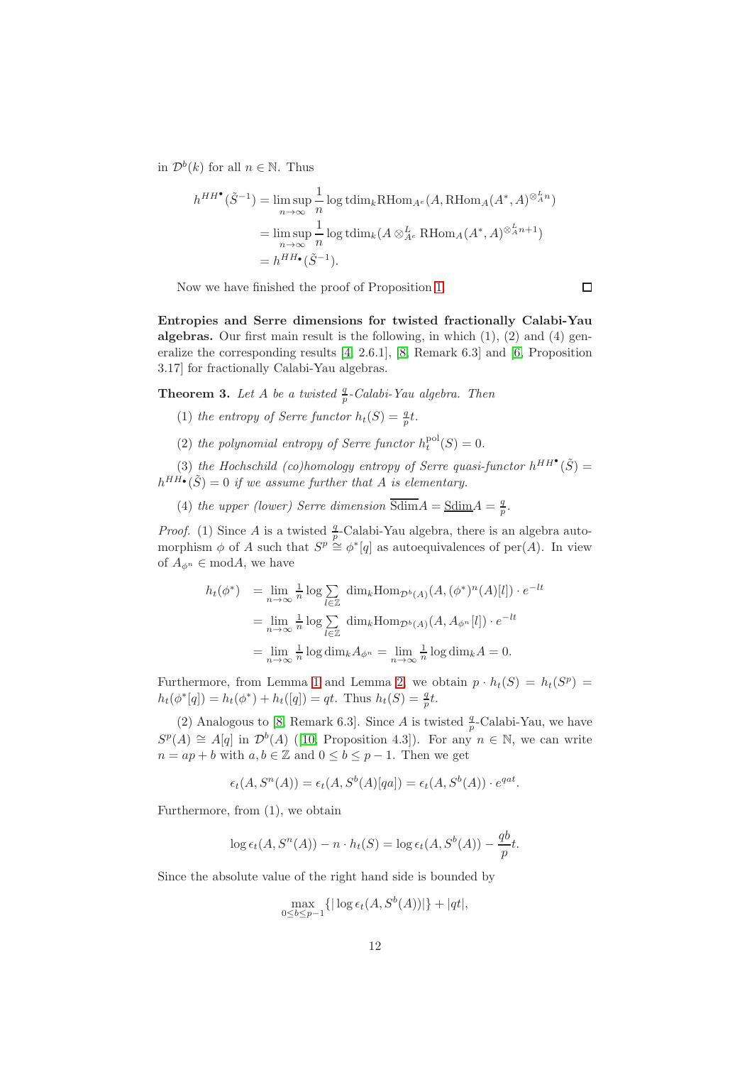in $\mathcal{D}^b(k)$ for all $n \in \mathbb{N}$. Thus

$$
\begin{aligned}
h^{HH^\bullet}(\tilde{S}^{-1}) &= \limsup_{n\to\infty} \frac{1}{n} \log \mathrm{tdim}_k \mathrm{RHom}_{A^e}(A, \mathrm{RHom}_A(A^*, A)^{\otimes^L_A n}) \\
&= \limsup_{n\to\infty} \frac{1}{n} \log \mathrm{tdim}_k (A \otimes^L_{A^e} \mathrm{RHom}_A(A^*, A)^{\otimes^L_A n+1}) \\
&= h^{HH_\bullet}(\tilde{S}^{-1}).
\end{aligned}
$$

Now we have finished the proof of Proposition 1. □

**Entropies and Serre dimensions for twisted fractionally Calabi-Yau algebras.** Our first main result is the following, in which (1), (2) and (4) generalize the corresponding results [4, 2.6.1], [8, Remark 6.3] and [6, Proposition 3.17] for fractionally Calabi-Yau algebras.

**Theorem 3.** *Let $A$ be a twisted $\frac{q}{p}$-Calabi-Yau algebra. Then*

(1) *the entropy of Serre functor $h_t(S) = \frac{q}{p}t$.*

(2) *the polynomial entropy of Serre functor $h_t^{\mathrm{pol}}(S) = 0$.*

(3) *the Hochschild (co)homology entropy of Serre quasi-functor $h^{HH^\bullet}(\tilde{S}) = h^{HH_\bullet}(\tilde{S}) = 0$ if we assume further that $A$ is elementary.*

(4) *the upper (lower) Serre dimension $\overline{\mathrm{Sdim}}A = \underline{\mathrm{Sdim}}A = \frac{q}{p}$.*

*Proof.* (1) Since $A$ is a twisted $\frac{q}{p}$-Calabi-Yau algebra, there is an algebra automorphism $\phi$ of $A$ such that $S^p \cong \phi^*[q]$ as autoequivalences of $\mathrm{per}(A)$. In view of $A_{\phi^n} \in \mathrm{mod}A$, we have

$$
\begin{aligned}
h_t(\phi^*) &= \lim_{n\to\infty} \tfrac{1}{n} \log \sum_{l\in\mathbb{Z}} \dim_k \mathrm{Hom}_{\mathcal{D}^b(A)}(A, (\phi^*)^n(A)[l]) \cdot e^{-lt} \\
&= \lim_{n\to\infty} \tfrac{1}{n} \log \sum_{l\in\mathbb{Z}} \dim_k \mathrm{Hom}_{\mathcal{D}^b(A)}(A, A_{\phi^n}[l]) \cdot e^{-lt} \\
&= \lim_{n\to\infty} \tfrac{1}{n} \log \dim_k A_{\phi^n} = \lim_{n\to\infty} \tfrac{1}{n} \log \dim_k A = 0.
\end{aligned}
$$

Furthermore, from Lemma 1 and Lemma 2, we obtain $p \cdot h_t(S) = h_t(S^p) = h_t(\phi^*[q]) = h_t(\phi^*) + h_t([q]) = qt$. Thus $h_t(S) = \frac{q}{p}t$.

(2) Analogous to [8, Remark 6.3]. Since $A$ is twisted $\frac{q}{p}$-Calabi-Yau, we have $S^p(A) \cong A[q]$ in $\mathcal{D}^b(A)$ ([10, Proposition 4.3]). For any $n \in \mathbb{N}$, we can write $n = ap + b$ with $a, b \in \mathbb{Z}$ and $0 \leq b \leq p-1$. Then we get

$$
\epsilon_t(A, S^n(A)) = \epsilon_t(A, S^b(A)[qa]) = \epsilon_t(A, S^b(A)) \cdot e^{qat}.
$$

Furthermore, from (1), we obtain

$$
\log \epsilon_t(A, S^n(A)) - n \cdot h_t(S) = \log \epsilon_t(A, S^b(A)) - \frac{qb}{p}t.
$$

Since the absolute value of the right hand side is bounded by

$$
\max_{0\leq b\leq p-1} \{|\log \epsilon_t(A, S^b(A))|\} + |qt|,
$$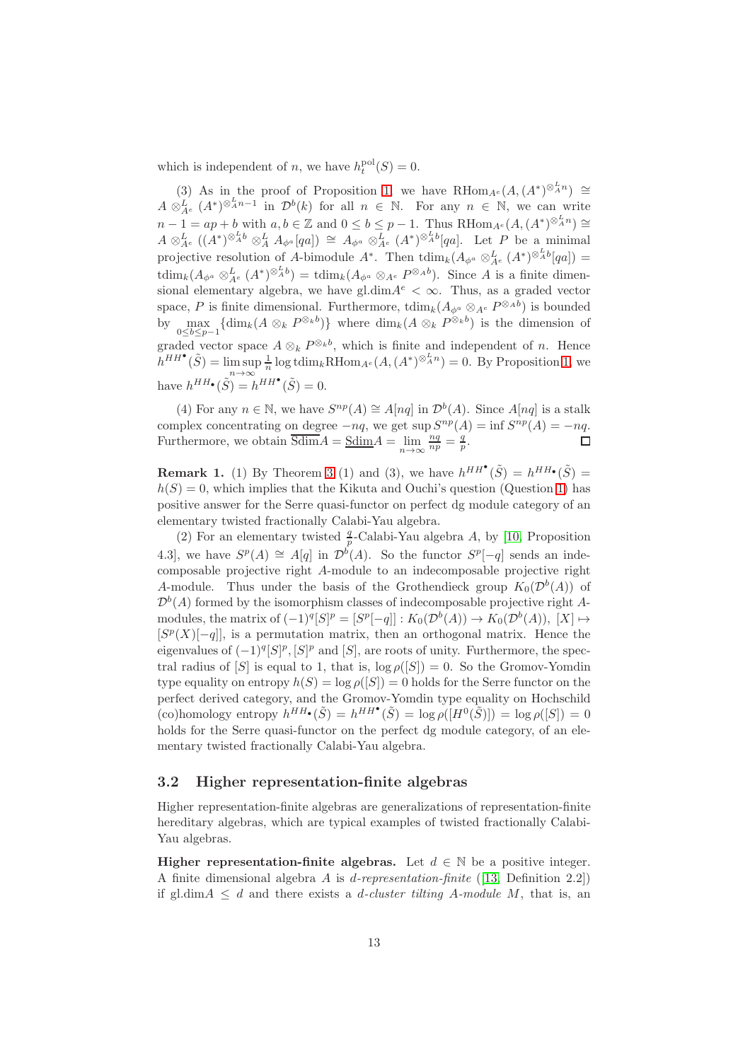which is independent of $n$, we have $h_t^{\mathrm{pol}}(S) = 0$.

(3) As in the proof of Proposition 1, we have $\mathrm{RHom}_{A^e}(A, (A^*)^{\otimes_A^L n}) \cong A \otimes_{A^e}^L (A^*)^{\otimes_A^L n-1}$ in $\mathcal{D}^b(k)$ for all $n \in \mathbb{N}$. For any $n \in \mathbb{N}$, we can write $n-1 = ap+b$ with $a, b \in \mathbb{Z}$ and $0 \le b \le p-1$. Thus $\mathrm{RHom}_{A^e}(A, (A^*)^{\otimes_A^L n}) \cong A \otimes_{A^e}^L ((A^*)^{\otimes_A^L b} \otimes_A^L A_{\phi^a}[qa]) \cong A_{\phi^a} \otimes_{A^e}^L (A^*)^{\otimes_A^L b}[qa]$. Let $P$ be a minimal projective resolution of $A$-bimodule $A^*$. Then $\mathrm{tdim}_k(A_{\phi^a} \otimes_{A^e}^L (A^*)^{\otimes_A^L b}[qa]) = \mathrm{tdim}_k(A_{\phi^a} \otimes_{A^e}^L (A^*)^{\otimes_A^L b}) = \mathrm{tdim}_k(A_{\phi^a} \otimes_{A^e} P^{\otimes_A b})$. Since $A$ is a finite dimensional elementary algebra, we have $\mathrm{gl.dim}A^e < \infty$. Thus, as a graded vector space, $P$ is finite dimensional. Furthermore, $\mathrm{tdim}_k(A_{\phi^a} \otimes_{A^e} P^{\otimes_A b})$ is bounded by $\max\limits_{0 \le b \le p-1}\{\dim_k(A \otimes_k P^{\otimes_k b})\}$ where $\dim_k(A \otimes_k P^{\otimes_k b})$ is the dimension of graded vector space $A \otimes_k P^{\otimes_k b}$, which is finite and independent of $n$. Hence $h^{HH^\bullet}(\tilde{S}) = \limsup\limits_{n\to\infty} \frac{1}{n} \log \mathrm{tdim}_k \mathrm{RHom}_{A^e}(A, (A^*)^{\otimes_A^L n}) = 0$. By Proposition 1, we have $h^{HH_\bullet}(\tilde{S}) = h^{HH^\bullet}(\tilde{S}) = 0$.

(4) For any $n \in \mathbb{N}$, we have $S^{np}(A) \cong A[nq]$ in $\mathcal{D}^b(A)$. Since $A[nq]$ is a stalk complex concentrating on degree $-nq$, we get $\sup S^{np}(A) = \inf S^{np}(A) = -nq$. Furthermore, we obtain $\overline{\mathrm{Sdim}}A = \underline{\mathrm{Sdim}}A = \lim\limits_{n\to\infty} \frac{nq}{np} = \frac{q}{p}$. □

**Remark 1.** (1) By Theorem 3 (1) and (3), we have $h^{HH^\bullet}(\tilde{S}) = h^{HH_\bullet}(\tilde{S}) = h(S) = 0$, which implies that the Kikuta and Ouchi's question (Question 1) has positive answer for the Serre quasi-functor on perfect dg module category of an elementary twisted fractionally Calabi-Yau algebra.

(2) For an elementary twisted $\frac{q}{p}$-Calabi-Yau algebra $A$, by [10, Proposition 4.3], we have $S^p(A) \cong A[q]$ in $\mathcal{D}^b(A)$. So the functor $S^p[-q]$ sends an indecomposable projective right $A$-module to an indecomposable projective right $A$-module. Thus under the basis of the Grothendieck group $K_0(\mathcal{D}^b(A))$ of $\mathcal{D}^b(A)$ formed by the isomorphism classes of indecomposable projective right $A$-modules, the matrix of $(-1)^q[S]^p = [S^p[-q]] : K_0(\mathcal{D}^b(A)) \to K_0(\mathcal{D}^b(A))$, $[X] \mapsto [S^p(X)[-q]]$, is a permutation matrix, then an orthogonal matrix. Hence the eigenvalues of $(-1)^q[S]^p, [S]^p$ and $[S]$, are roots of unity. Furthermore, the spectral radius of $[S]$ is equal to 1, that is, $\log \rho([S]) = 0$. So the Gromov-Yomdin type equality on entropy $h(S) = \log \rho([S]) = 0$ holds for the Serre functor on the perfect derived category, and the Gromov-Yomdin type equality on Hochschild (co)homology entropy $h^{HH_\bullet}(\tilde{S}) = h^{HH^\bullet}(\tilde{S}) = \log \rho([H^0(\tilde{S})]) = \log \rho([S]) = 0$ holds for the Serre quasi-functor on the perfect dg module category, of an elementary twisted fractionally Calabi-Yau algebra.

## 3.2 Higher representation-finite algebras

Higher representation-finite algebras are generalizations of representation-finite hereditary algebras, which are typical examples of twisted fractionally Calabi-Yau algebras.

**Higher representation-finite algebras.** Let $d \in \mathbb{N}$ be a positive integer. A finite dimensional algebra $A$ is *d-representation-finite* ([13, Definition 2.2]) if $\mathrm{gl.dim}A \le d$ and there exists a *d-cluster tilting A-module* $M$, that is, an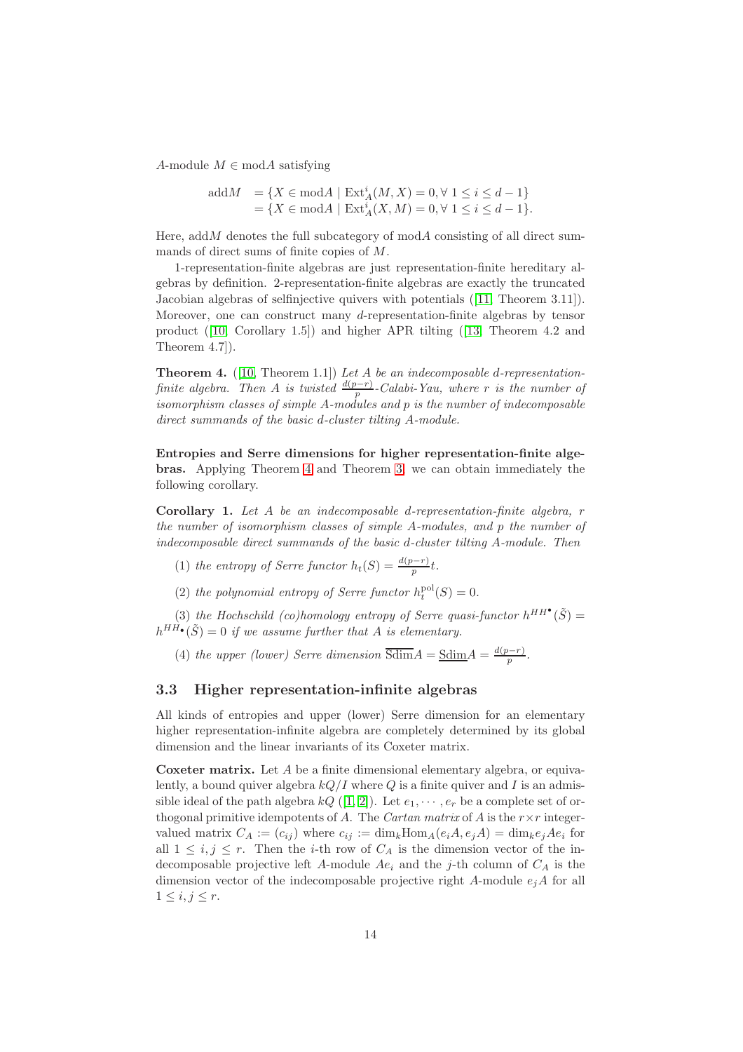$A$-module $M \in \text{mod}A$ satisfying

$$\begin{aligned}\text{add}M &= \{X \in \text{mod}A \mid \text{Ext}_A^i(M, X) = 0, \forall\, 1 \leq i \leq d-1\} \\ &= \{X \in \text{mod}A \mid \text{Ext}_A^i(X, M) = 0, \forall\, 1 \leq i \leq d-1\}.\end{aligned}$$

Here, add$M$ denotes the full subcategory of mod$A$ consisting of all direct summands of direct sums of finite copies of $M$.

1-representation-finite algebras are just representation-finite hereditary algebras by definition. 2-representation-finite algebras are exactly the truncated Jacobian algebras of selfinjective quivers with potentials ([11, Theorem 3.11]). Moreover, one can construct many $d$-representation-finite algebras by tensor product ([10, Corollary 1.5]) and higher APR tilting ([13, Theorem 4.2 and Theorem 4.7]).

**Theorem 4.** ([10, Theorem 1.1]) *Let $A$ be an indecomposable $d$-representation-finite algebra. Then $A$ is twisted $\frac{d(p-r)}{p}$-Calabi-Yau, where $r$ is the number of isomorphism classes of simple $A$-modules and $p$ is the number of indecomposable direct summands of the basic $d$-cluster tilting $A$-module.*

**Entropies and Serre dimensions for higher representation-finite algebras.** Applying Theorem 4 and Theorem 3, we can obtain immediately the following corollary.

**Corollary 1.** *Let $A$ be an indecomposable $d$-representation-finite algebra, $r$ the number of isomorphism classes of simple $A$-modules, and $p$ the number of indecomposable direct summands of the basic $d$-cluster tilting $A$-module. Then*

(1) *the entropy of Serre functor $h_t(S) = \frac{d(p-r)}{p}t$.*

(2) *the polynomial entropy of Serre functor $h_t^{\text{pol}}(S) = 0$.*

(3) *the Hochschild (co)homology entropy of Serre quasi-functor $h^{HH^\bullet}(\tilde{S}) = h^{HH_\bullet}(\tilde{S}) = 0$ if we assume further that $A$ is elementary.*

(4) *the upper (lower) Serre dimension $\overline{\text{Sdim}}A = \underline{\text{Sdim}}A = \frac{d(p-r)}{p}$.*

## 3.3 Higher representation-infinite algebras

All kinds of entropies and upper (lower) Serre dimension for an elementary higher representation-infinite algebra are completely determined by its global dimension and the linear invariants of its Coxeter matrix.

**Coxeter matrix.** Let $A$ be a finite dimensional elementary algebra, or equivalently, a bound quiver algebra $kQ/I$ where $Q$ is a finite quiver and $I$ is an admissible ideal of the path algebra $kQ$ ([1, 2]). Let $e_1, \cdots, e_r$ be a complete set of orthogonal primitive idempotents of $A$. The *Cartan matrix* of $A$ is the $r \times r$ integer-valued matrix $C_A := (c_{ij})$ where $c_{ij} := \dim_k \text{Hom}_A(e_iA, e_jA) = \dim_k e_jAe_i$ for all $1 \leq i, j \leq r$. Then the $i$-th row of $C_A$ is the dimension vector of the indecomposable projective left $A$-module $Ae_i$ and the $j$-th column of $C_A$ is the dimension vector of the indecomposable projective right $A$-module $e_jA$ for all $1 \leq i, j \leq r$.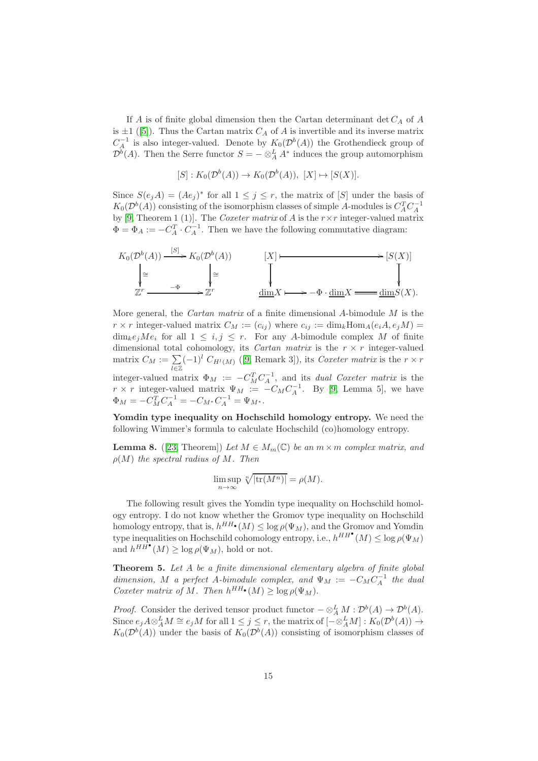If $A$ is of finite global dimension then the Cartan determinant $\det C_A$ of $A$ is $\pm 1$ ([5]). Thus the Cartan matrix $C_A$ of $A$ is invertible and its inverse matrix $C_A^{-1}$ is also integer-valued. Denote by $K_0(\mathcal{D}^b(A))$ the Grothendieck group of $\mathcal{D}^b(A)$. Then the Serre functor $S = - \otimes_A^L A^*$ induces the group automorphism

$$[S] : K_0(\mathcal{D}^b(A)) \to K_0(\mathcal{D}^b(A)),\ [X] \mapsto [S(X)].$$

Since $S(e_jA) = (Ae_j)^*$ for all $1 \le j \le r$, the matrix of $[S]$ under the basis of $K_0(\mathcal{D}^b(A))$ consisting of the isomorphism classes of simple $A$-modules is $C_A^T C_A^{-1}$ by [9, Theorem 1 (1)]. The *Coxeter matrix* of $A$ is the $r \times r$ integer-valued matrix $\Phi = \Phi_A := -C_A^T \cdot C_A^{-1}$. Then we have the following commutative diagram:

$$\begin{array}{ccc} K_0(\mathcal{D}^b(A)) & \xrightarrow{[S]} & K_0(\mathcal{D}^b(A)) \\ \downarrow \cong & & \downarrow \cong \\ \mathbb{Z}^r & \xrightarrow{-\Phi} & \mathbb{Z}^r \end{array} \qquad \begin{array}{ccc} [X] & \longmapsto & [S(X)] \\ \downarrow & & \downarrow \\ \underline{\dim} X & \longmapsto -\Phi \cdot \underline{\dim} X = & \underline{\dim} S(X). \end{array}$$

More general, the *Cartan matrix* of a finite dimensional $A$-bimodule $M$ is the $r \times r$ integer-valued matrix $C_M := (c_{ij})$ where $c_{ij} := \dim_k \mathrm{Hom}_A(e_iA, e_jM) = \dim_k e_jMe_i$ for all $1 \le i, j \le r$. For any $A$-bimodule complex $M$ of finite dimensional total cohomology, its *Cartan matrix* is the $r \times r$ integer-valued matrix $C_M := \sum_{l \in \mathbb{Z}} (-1)^l\, C_{H^l(M)}$ ([9, Remark 3]), its *Coxeter matrix* is the $r \times r$ integer-valued matrix $\Phi_M := -C_M^T C_A^{-1}$, and its *dual Coxeter matrix* is the $r \times r$ integer-valued matrix $\Psi_M := -C_M C_A^{-1}$. By [9, Lemma 5], we have $\Phi_M = -C_M^T C_A^{-1} = -C_{M^*} C_A^{-1} = \Psi_{M^*}$.

**Yomdin type inequality on Hochschild homology entropy.** We need the following Wimmer's formula to calculate Hochschild (co)homology entropy.

**Lemma 8.** ([23, Theorem]) *Let $M \in M_m(\mathbb{C})$ be an $m \times m$ complex matrix, and $\rho(M)$ the spectral radius of $M$. Then*

$$\limsup_{n \to \infty} \sqrt[n]{|\mathrm{tr}(M^n)|} = \rho(M).$$

The following result gives the Yomdin type inequality on Hochschild homology entropy. I do not know whether the Gromov type inequality on Hochschild homology entropy, that is, $h^{HH_\bullet}(M) \le \log \rho(\Psi_M)$, and the Gromov and Yomdin type inequalities on Hochschild cohomology entropy, i.e., $h^{HH^\bullet}(M) \le \log \rho(\Psi_M)$ and $h^{HH^\bullet}(M) \ge \log \rho(\Psi_M)$, hold or not.

**Theorem 5.** *Let $A$ be a finite dimensional elementary algebra of finite global dimension, $M$ a perfect $A$-bimodule complex, and $\Psi_M := -C_M C_A^{-1}$ the dual Coxeter matrix of $M$. Then $h^{HH_\bullet}(M) \ge \log \rho(\Psi_M)$.*

*Proof.* Consider the derived tensor product functor $- \otimes_A^L M : \mathcal{D}^b(A) \to \mathcal{D}^b(A)$. Since $e_jA \otimes_A^L M \cong e_jM$ for all $1 \le j \le r$, the matrix of $[- \otimes_A^L M] : K_0(\mathcal{D}^b(A)) \to K_0(\mathcal{D}^b(A))$ under the basis of $K_0(\mathcal{D}^b(A))$ consisting of isomorphism classes of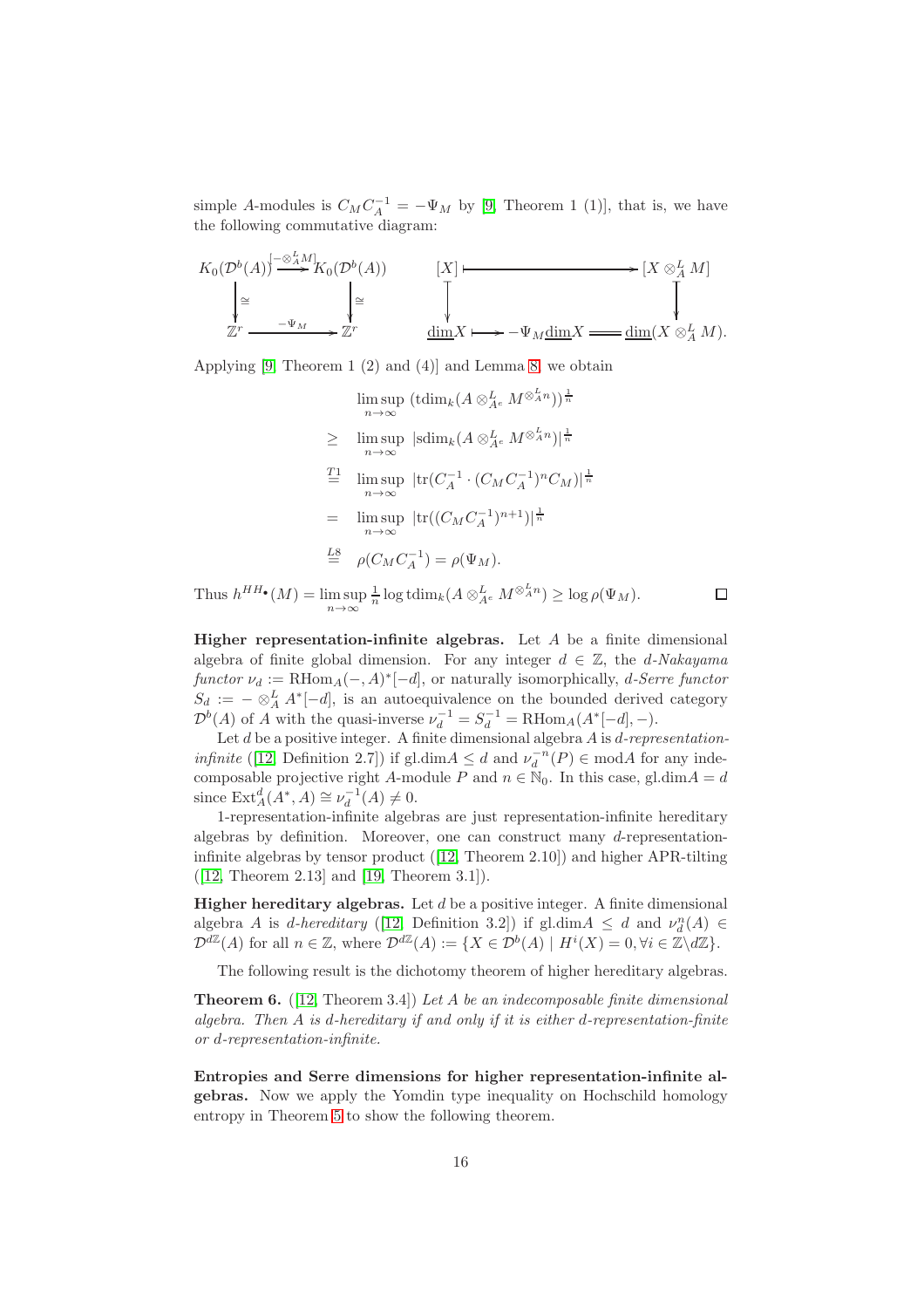simple $A$-modules is $C_M C_A^{-1} = -\Psi_M$ by [9, Theorem 1 (1)], that is, we have the following commutative diagram:

$$
\begin{array}{ccccccc}
K_0(\mathcal{D}^b(A)) & \xrightarrow{[-\otimes_A^L M]} & K_0(\mathcal{D}^b(A)) & \qquad & [X] & \longmapsto & [X \otimes_A^L M] \\
\downarrow \cong & & \downarrow \cong & & \downarrow & & \downarrow \\
\mathbb{Z}^r & \xrightarrow{-\Psi_M} & \mathbb{Z}^r & & \underline{\dim} X & \longmapsto -\Psi_M \underline{\dim} X = & \underline{\dim}(X \otimes_A^L M).
\end{array}
$$

Applying [9, Theorem 1 (2) and (4)] and Lemma 8, we obtain

$$
\begin{aligned}
& \limsup_{n\to\infty} \, (\mathrm{tdim}_k(A \otimes_{A^e}^L M^{\otimes_A^L n}))^{\frac{1}{n}} \\
\geq \quad & \limsup_{n\to\infty} \, |\mathrm{sdim}_k(A \otimes_{A^e}^L M^{\otimes_A^L n})|^{\frac{1}{n}} \\
\overset{T1}{=} \quad & \limsup_{n\to\infty} \, |\mathrm{tr}(C_A^{-1} \cdot (C_M C_A^{-1})^n C_M)|^{\frac{1}{n}} \\
= \quad & \limsup_{n\to\infty} \, |\mathrm{tr}((C_M C_A^{-1})^{n+1})|^{\frac{1}{n}} \\
\overset{L8}{=} \quad & \rho(C_M C_A^{-1}) = \rho(\Psi_M).
\end{aligned}
$$

Thus $h^{HH_\bullet}(M) = \limsup_{n\to\infty} \frac{1}{n} \log \mathrm{tdim}_k(A \otimes_{A^e}^L M^{\otimes_A^L n}) \geq \log \rho(\Psi_M)$. $\square$

**Higher representation-infinite algebras.** Let $A$ be a finite dimensional algebra of finite global dimension. For any integer $d \in \mathbb{Z}$, the *$d$-Nakayama functor* $\nu_d := \mathrm{RHom}_A(-, A)^*[-d]$, or naturally isomorphically, *$d$-Serre functor* $S_d := - \otimes_A^L A^*[-d]$, is an autoequivalence on the bounded derived category $\mathcal{D}^b(A)$ of $A$ with the quasi-inverse $\nu_d^{-1} = S_d^{-1} = \mathrm{RHom}_A(A^*[-d], -)$.

Let $d$ be a positive integer. A finite dimensional algebra $A$ is *$d$-representation-infinite* ([12, Definition 2.7]) if $\mathrm{gl.dim} A \leq d$ and $\nu_d^{-n}(P) \in \mathrm{mod} A$ for any indecomposable projective right $A$-module $P$ and $n \in \mathbb{N}_0$. In this case, $\mathrm{gl.dim} A = d$ since $\mathrm{Ext}_A^d(A^*, A) \cong \nu_d^{-1}(A) \neq 0$.

1-representation-infinite algebras are just representation-infinite hereditary algebras by definition. Moreover, one can construct many $d$-representation-infinite algebras by tensor product ([12, Theorem 2.10]) and higher APR-tilting ([12, Theorem 2.13] and [19, Theorem 3.1]).

**Higher hereditary algebras.** Let $d$ be a positive integer. A finite dimensional algebra $A$ is *$d$-hereditary* ([12, Definition 3.2]) if $\mathrm{gl.dim} A \leq d$ and $\nu_d^n(A) \in \mathcal{D}^{d\mathbb{Z}}(A)$ for all $n \in \mathbb{Z}$, where $\mathcal{D}^{d\mathbb{Z}}(A) := \{X \in \mathcal{D}^b(A) \mid H^i(X) = 0, \forall i \in \mathbb{Z} \backslash d\mathbb{Z}\}$.

The following result is the dichotomy theorem of higher hereditary algebras.

**Theorem 6.** ([12, Theorem 3.4]) *Let $A$ be an indecomposable finite dimensional algebra. Then $A$ is $d$-hereditary if and only if it is either $d$-representation-finite or $d$-representation-infinite.*

**Entropies and Serre dimensions for higher representation-infinite algebras.** Now we apply the Yomdin type inequality on Hochschild homology entropy in Theorem 5 to show the following theorem.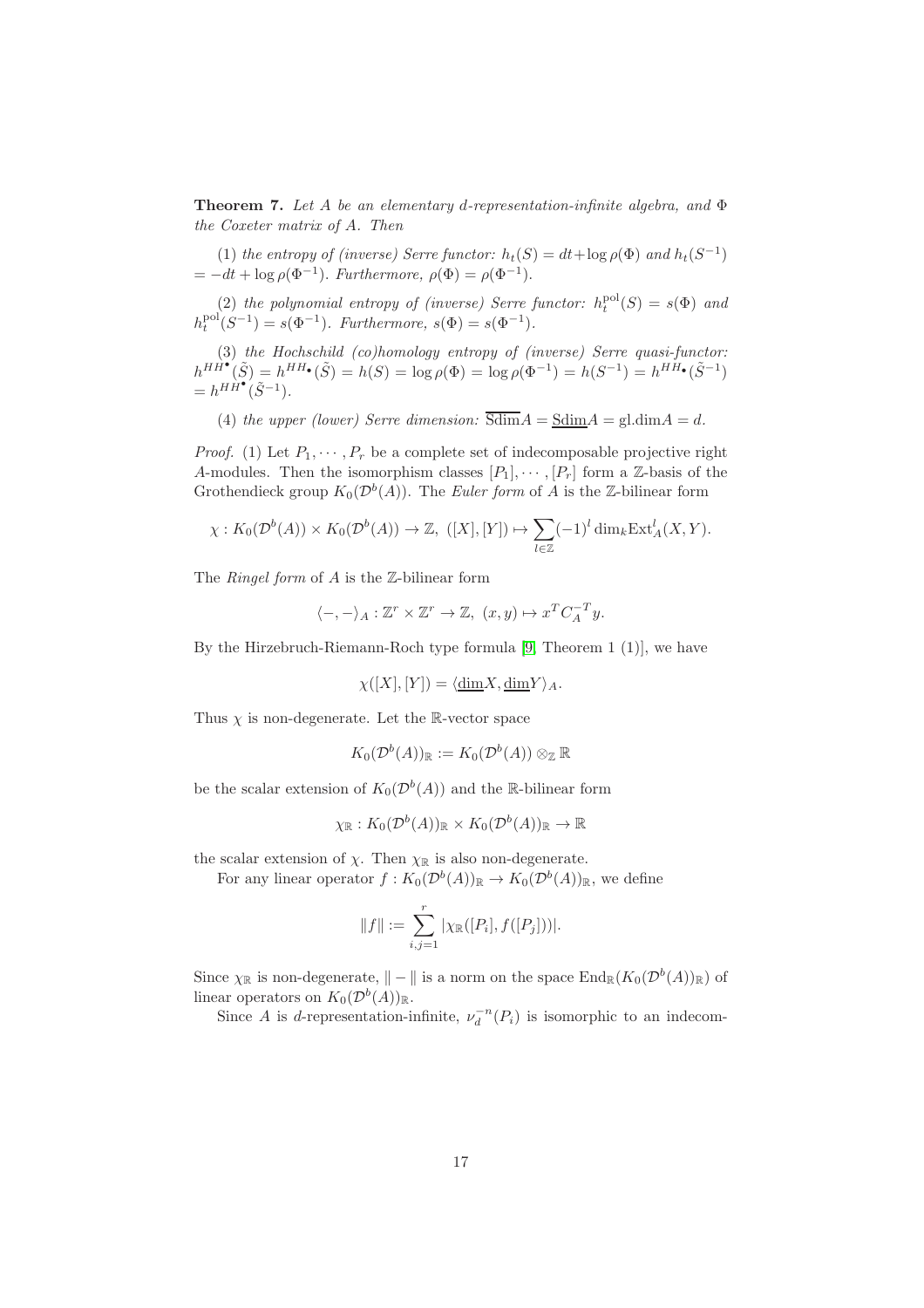**Theorem 7.** *Let $A$ be an elementary $d$-representation-infinite algebra, and $\Phi$ the Coxeter matrix of $A$. Then*

(1) *the entropy of (inverse) Serre functor: $h_t(S) = dt + \log \rho(\Phi)$ and $h_t(S^{-1}) = -dt + \log \rho(\Phi^{-1})$. Furthermore, $\rho(\Phi) = \rho(\Phi^{-1})$.*

(2) *the polynomial entropy of (inverse) Serre functor: $h_t^{\mathrm{pol}}(S) = s(\Phi)$ and $h_t^{\mathrm{pol}}(S^{-1}) = s(\Phi^{-1})$. Furthermore, $s(\Phi) = s(\Phi^{-1})$.*

(3) *the Hochschild (co)homology entropy of (inverse) Serre quasi-functor: $h^{HH^\bullet}(\tilde{S}) = h^{HH_\bullet}(\tilde{S}) = h(S) = \log \rho(\Phi) = \log \rho(\Phi^{-1}) = h(S^{-1}) = h^{HH_\bullet}(\tilde{S}^{-1}) = h^{HH^\bullet}(\tilde{S}^{-1})$.*

(4) *the upper (lower) Serre dimension: $\overline{\mathrm{Sdim}} A = \underline{\mathrm{Sdim}} A = \mathrm{gl.dim} A = d$.*

*Proof.* (1) Let $P_1, \cdots, P_r$ be a complete set of indecomposable projective right $A$-modules. Then the isomorphism classes $[P_1], \cdots, [P_r]$ form a $\mathbb{Z}$-basis of the Grothendieck group $K_0(\mathcal{D}^b(A))$. The *Euler form* of $A$ is the $\mathbb{Z}$-bilinear form

$$\chi : K_0(\mathcal{D}^b(A)) \times K_0(\mathcal{D}^b(A)) \to \mathbb{Z},\ ([X],[Y]) \mapsto \sum_{l \in \mathbb{Z}} (-1)^l \dim_k \mathrm{Ext}_A^l(X,Y).$$

The *Ringel form* of $A$ is the $\mathbb{Z}$-bilinear form

$$\langle -,- \rangle_A : \mathbb{Z}^r \times \mathbb{Z}^r \to \mathbb{Z},\ (x,y) \mapsto x^T C_A^{-T} y.$$

By the Hirzebruch-Riemann-Roch type formula [9, Theorem 1 (1)], we have

$$\chi([X],[Y]) = \langle \underline{\dim} X, \underline{\dim} Y \rangle_A.$$

Thus $\chi$ is non-degenerate. Let the $\mathbb{R}$-vector space

$$K_0(\mathcal{D}^b(A))_{\mathbb{R}} := K_0(\mathcal{D}^b(A)) \otimes_{\mathbb{Z}} \mathbb{R}$$

be the scalar extension of $K_0(\mathcal{D}^b(A))$ and the $\mathbb{R}$-bilinear form

$$\chi_{\mathbb{R}} : K_0(\mathcal{D}^b(A))_{\mathbb{R}} \times K_0(\mathcal{D}^b(A))_{\mathbb{R}} \to \mathbb{R}$$

the scalar extension of $\chi$. Then $\chi_{\mathbb{R}}$ is also non-degenerate.

For any linear operator $f : K_0(\mathcal{D}^b(A))_{\mathbb{R}} \to K_0(\mathcal{D}^b(A))_{\mathbb{R}}$, we define

$$\|f\| := \sum_{i,j=1}^{r} |\chi_{\mathbb{R}}([P_i], f([P_j]))|.$$

Since $\chi_{\mathbb{R}}$ is non-degenerate, $\| - \|$ is a norm on the space $\mathrm{End}_{\mathbb{R}}(K_0(\mathcal{D}^b(A))_{\mathbb{R}})$ of linear operators on $K_0(\mathcal{D}^b(A))_{\mathbb{R}}$.

Since $A$ is $d$-representation-infinite, $\nu_d^{-n}(P_i)$ is isomorphic to an indecom-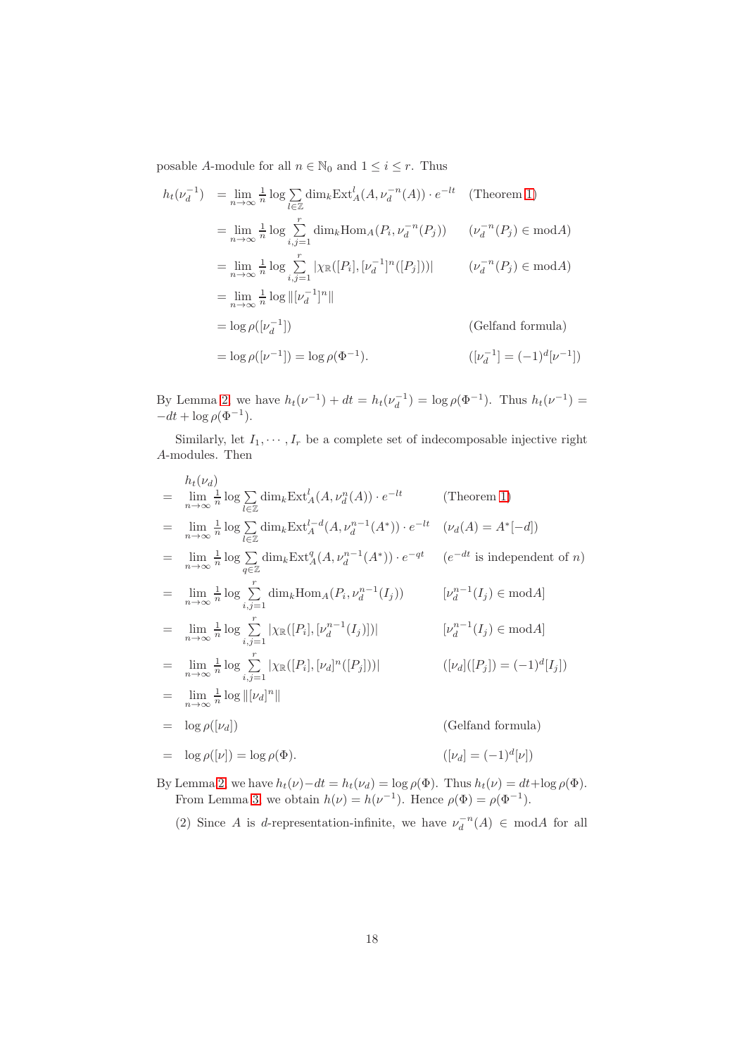posable $A$-module for all $n \in \mathbb{N}_0$ and $1 \leq i \leq r$. Thus

$$
\begin{aligned}
h_t(\nu_d^{-1}) &= \lim_{n\to\infty} \tfrac{1}{n} \log \sum_{l\in\mathbb{Z}} \dim_k \mathrm{Ext}_A^l(A, \nu_d^{-n}(A)) \cdot e^{-lt} && \text{(Theorem 1)} \\
&= \lim_{n\to\infty} \tfrac{1}{n} \log \sum_{i,j=1}^{r} \dim_k \mathrm{Hom}_A(P_i, \nu_d^{-n}(P_j)) && (\nu_d^{-n}(P_j) \in \mathrm{mod}A) \\
&= \lim_{n\to\infty} \tfrac{1}{n} \log \sum_{i,j=1}^{r} |\chi_{\mathbb{R}}([P_i], [\nu_d^{-1}]^n([P_j]))| && (\nu_d^{-n}(P_j) \in \mathrm{mod}A) \\
&= \lim_{n\to\infty} \tfrac{1}{n} \log \|[\nu_d^{-1}]^n\| \\
&= \log \rho([\nu_d^{-1}]) && \text{(Gelfand formula)} \\
&= \log \rho([\nu^{-1}]) = \log \rho(\Phi^{-1}). && ([\nu_d^{-1}] = (-1)^d[\nu^{-1}])
\end{aligned}
$$

By Lemma 2, we have $h_t(\nu^{-1}) + dt = h_t(\nu_d^{-1}) = \log \rho(\Phi^{-1})$. Thus $h_t(\nu^{-1}) = -dt + \log \rho(\Phi^{-1})$.

Similarly, let $I_1, \cdots, I_r$ be a complete set of indecomposable injective right $A$-modules. Then

$$
\begin{aligned}
& h_t(\nu_d) \\
= \;& \lim_{n\to\infty} \tfrac{1}{n} \log \sum_{l\in\mathbb{Z}} \dim_k \mathrm{Ext}_A^l(A, \nu_d^{n}(A)) \cdot e^{-lt} && \text{(Theorem 1)} \\
= \;& \lim_{n\to\infty} \tfrac{1}{n} \log \sum_{l\in\mathbb{Z}} \dim_k \mathrm{Ext}_A^{l-d}(A, \nu_d^{n-1}(A^*)) \cdot e^{-lt} && (\nu_d(A) = A^*[-d]) \\
= \;& \lim_{n\to\infty} \tfrac{1}{n} \log \sum_{q\in\mathbb{Z}} \dim_k \mathrm{Ext}_A^{q}(A, \nu_d^{n-1}(A^*)) \cdot e^{-qt} && (e^{-dt} \text{ is independent of } n) \\
= \;& \lim_{n\to\infty} \tfrac{1}{n} \log \sum_{i,j=1}^{r} \dim_k \mathrm{Hom}_A(P_i, \nu_d^{n-1}(I_j)) && [\nu_d^{n-1}(I_j) \in \mathrm{mod}A] \\
= \;& \lim_{n\to\infty} \tfrac{1}{n} \log \sum_{i,j=1}^{r} |\chi_{\mathbb{R}}([P_i], [\nu_d^{n-1}(I_j)])| && [\nu_d^{n-1}(I_j) \in \mathrm{mod}A] \\
= \;& \lim_{n\to\infty} \tfrac{1}{n} \log \sum_{i,j=1}^{r} |\chi_{\mathbb{R}}([P_i], [\nu_d]^n([P_j]))| && ([\nu_d]([P_j]) = (-1)^d[I_j]) \\
= \;& \lim_{n\to\infty} \tfrac{1}{n} \log \|[\nu_d]^n\| \\
= \;& \log \rho([\nu_d]) && \text{(Gelfand formula)} \\
= \;& \log \rho([\nu]) = \log \rho(\Phi). && ([\nu_d] = (-1)^d[\nu])
\end{aligned}
$$

By Lemma 2, we have $h_t(\nu) - dt = h_t(\nu_d) = \log \rho(\Phi)$. Thus $h_t(\nu) = dt + \log \rho(\Phi)$.

From Lemma 3, we obtain $h(\nu) = h(\nu^{-1})$. Hence $\rho(\Phi) = \rho(\Phi^{-1})$.

(2) Since $A$ is $d$-representation-infinite, we have $\nu_d^{-n}(A) \in \mathrm{mod}A$ for all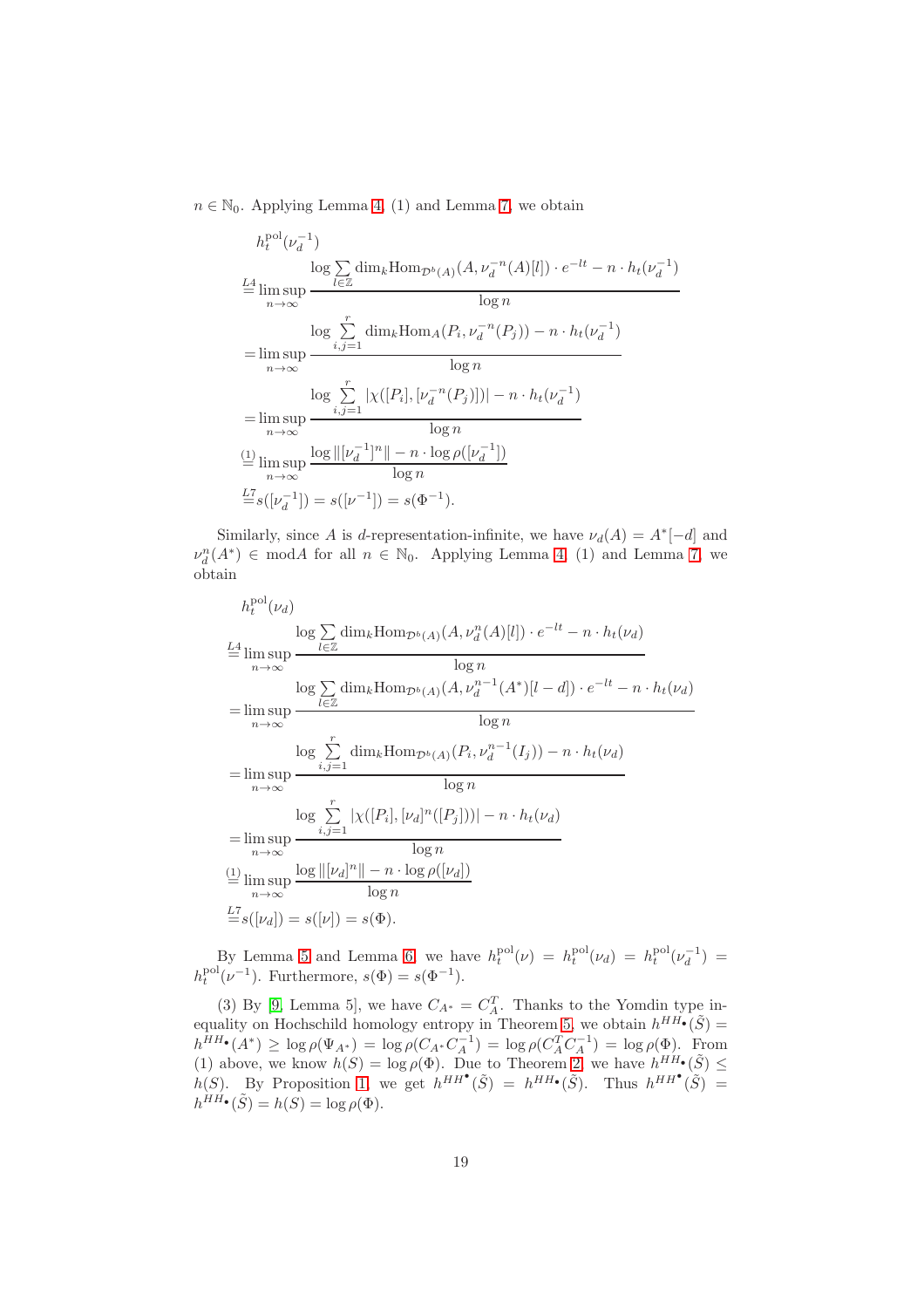$n \in \mathbb{N}_0$. Applying Lemma 4, (1) and Lemma 7, we obtain

$$
\begin{aligned}
& h_t^{\mathrm{pol}}(\nu_d^{-1}) \\
\overset{L4}{=} & \limsup_{n\to\infty} \frac{\log \sum_{l\in\mathbb{Z}} \dim_k \mathrm{Hom}_{\mathcal{D}^b(A)}(A, \nu_d^{-n}(A)[l]) \cdot e^{-lt} - n \cdot h_t(\nu_d^{-1})}{\log n} \\
= & \limsup_{n\to\infty} \frac{\log \sum_{i,j=1}^{r} \dim_k \mathrm{Hom}_A(P_i, \nu_d^{-n}(P_j)) - n \cdot h_t(\nu_d^{-1})}{\log n} \\
= & \limsup_{n\to\infty} \frac{\log \sum_{i,j=1}^{r} |\chi([P_i], [\nu_d^{-n}(P_j)])| - n \cdot h_t(\nu_d^{-1})}{\log n} \\
\overset{(1)}{=} & \limsup_{n\to\infty} \frac{\log \|[\nu_d^{-1}]^n\| - n \cdot \log \rho([\nu_d^{-1}])}{\log n} \\
\overset{L7}{=} & s([\nu_d^{-1}]) = s([\nu^{-1}]) = s(\Phi^{-1}).
\end{aligned}
$$

Similarly, since $A$ is $d$-representation-infinite, we have $\nu_d(A) = A^*[-d]$ and $\nu_d^n(A^*) \in \mathrm{mod} A$ for all $n \in \mathbb{N}_0$. Applying Lemma 4, (1) and Lemma 7, we obtain

$$
\begin{aligned}
& h_t^{\mathrm{pol}}(\nu_d) \\
\overset{L4}{=} & \limsup_{n\to\infty} \frac{\log \sum_{l\in\mathbb{Z}} \dim_k \mathrm{Hom}_{\mathcal{D}^b(A)}(A, \nu_d^{n}(A)[l]) \cdot e^{-lt} - n \cdot h_t(\nu_d)}{\log n} \\
= & \limsup_{n\to\infty} \frac{\log \sum_{l\in\mathbb{Z}} \dim_k \mathrm{Hom}_{\mathcal{D}^b(A)}(A, \nu_d^{n-1}(A^*)[l-d]) \cdot e^{-lt} - n \cdot h_t(\nu_d)}{\log n} \\
= & \limsup_{n\to\infty} \frac{\log \sum_{i,j=1}^{r} \dim_k \mathrm{Hom}_{\mathcal{D}^b(A)}(P_i, \nu_d^{n-1}(I_j)) - n \cdot h_t(\nu_d)}{\log n} \\
= & \limsup_{n\to\infty} \frac{\log \sum_{i,j=1}^{r} |\chi([P_i], [\nu_d]^n([P_j]))| - n \cdot h_t(\nu_d)}{\log n} \\
\overset{(1)}{=} & \limsup_{n\to\infty} \frac{\log \|[\nu_d]^n\| - n \cdot \log \rho([\nu_d])}{\log n} \\
\overset{L7}{=} & s([\nu_d]) = s([\nu]) = s(\Phi).
\end{aligned}
$$

By Lemma 5 and Lemma 6, we have $h_t^{\mathrm{pol}}(\nu) = h_t^{\mathrm{pol}}(\nu_d) = h_t^{\mathrm{pol}}(\nu_d^{-1}) = h_t^{\mathrm{pol}}(\nu^{-1})$. Furthermore, $s(\Phi) = s(\Phi^{-1})$.

(3) By [9, Lemma 5], we have $C_{A^*} = C_A^T$. Thanks to the Yomdin type inequality on Hochschild homology entropy in Theorem 5, we obtain $h^{HH_\bullet}(\tilde{S}) = h^{HH_\bullet}(A^*) \geq \log \rho(\Psi_{A^*}) = \log \rho(C_{A^*} C_A^{-1}) = \log \rho(C_A^T C_A^{-1}) = \log \rho(\Phi)$. From (1) above, we know $h(S) = \log \rho(\Phi)$. Due to Theorem 2, we have $h^{HH_\bullet}(\tilde{S}) \leq h(S)$. By Proposition 1, we get $h^{HH^\bullet}(\tilde{S}) = h^{HH_\bullet}(\tilde{S})$. Thus $h^{HH^\bullet}(\tilde{S}) = h^{HH_\bullet}(\tilde{S}) = h(S) = \log \rho(\Phi)$.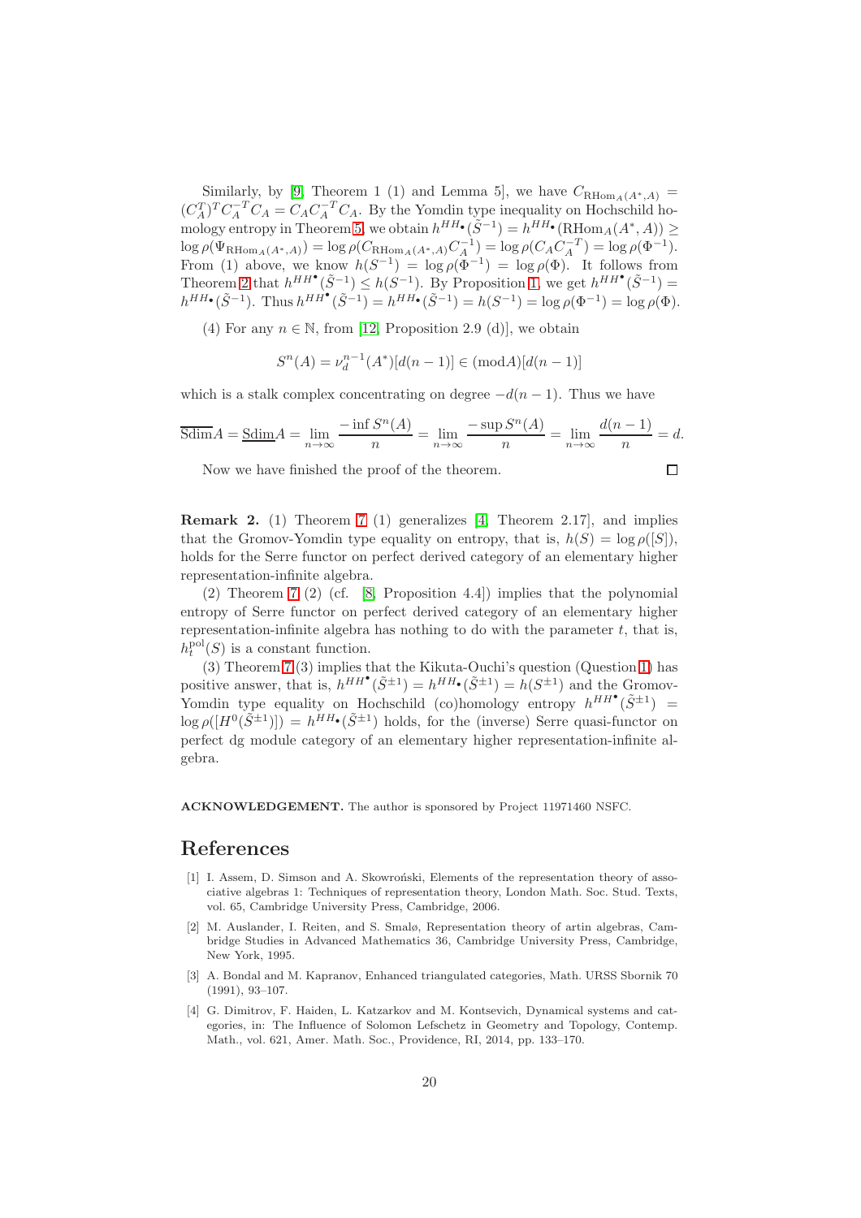Similarly, by [9, Theorem 1 (1) and Lemma 5], we have $C_{\mathrm{RHom}_A(A^*,A)} = (C_A^T)^T C_A^{-T} C_A = C_A C_A^{-T} C_A$. By the Yomdin type inequality on Hochschild homology entropy in Theorem 5, we obtain $h^{HH_\bullet}(\tilde{S}^{-1}) = h^{HH_\bullet}(\mathrm{RHom}_A(A^*,A)) \geq \log \rho(\Psi_{\mathrm{RHom}_A(A^*,A)}) = \log \rho(C_{\mathrm{RHom}_A(A^*,A)} C_A^{-1}) = \log \rho(C_A C_A^{-T}) = \log \rho(\Phi^{-1})$. From (1) above, we know $h(S^{-1}) = \log \rho(\Phi^{-1}) = \log \rho(\Phi)$. It follows from Theorem 2 that $h^{HH^\bullet}(\tilde{S}^{-1}) \leq h(S^{-1})$. By Proposition 1, we get $h^{HH^\bullet}(\tilde{S}^{-1}) = h^{HH_\bullet}(\tilde{S}^{-1})$. Thus $h^{HH^\bullet}(\tilde{S}^{-1}) = h^{HH_\bullet}(\tilde{S}^{-1}) = h(S^{-1}) = \log \rho(\Phi^{-1}) = \log \rho(\Phi)$.

(4) For any $n \in \mathbb{N}$, from [12, Proposition 2.9 (d)], we obtain

$$S^n(A) = \nu_d^{n-1}(A^*)[d(n-1)] \in (\mathrm{mod}A)[d(n-1)]$$

which is a stalk complex concentrating on degree $-d(n-1)$. Thus we have

$$\overline{\mathrm{Sdim}}A = \underline{\mathrm{Sdim}}A = \lim_{n\to\infty} \frac{-\inf S^n(A)}{n} = \lim_{n\to\infty} \frac{-\sup S^n(A)}{n} = \lim_{n\to\infty} \frac{d(n-1)}{n} = d.$$

Now we have finished the proof of the theorem. □

**Remark 2.** (1) Theorem 7 (1) generalizes [4, Theorem 2.17], and implies that the Gromov-Yomdin type equality on entropy, that is, $h(S) = \log \rho([S])$, holds for the Serre functor on perfect derived category of an elementary higher representation-infinite algebra.

(2) Theorem 7 (2) (cf. [8, Proposition 4.4]) implies that the polynomial entropy of Serre functor on perfect derived category of an elementary higher representation-infinite algebra has nothing to do with the parameter $t$, that is, $h_t^{\mathrm{pol}}(S)$ is a constant function.

(3) Theorem 7 (3) implies that the Kikuta-Ouchi's question (Question 1) has positive answer, that is, $h^{HH^\bullet}(\tilde{S}^{\pm1}) = h^{HH_\bullet}(\tilde{S}^{\pm1}) = h(S^{\pm1})$ and the Gromov-Yomdin type equality on Hochschild (co)homology entropy $h^{HH^\bullet}(\tilde{S}^{\pm1}) = \log \rho([H^0(\tilde{S}^{\pm1})]) = h^{HH_\bullet}(\tilde{S}^{\pm1})$ holds, for the (inverse) Serre quasi-functor on perfect dg module category of an elementary higher representation-infinite algebra.

**ACKNOWLEDGEMENT.** The author is sponsored by Project 11971460 NSFC.

# References

[1] I. Assem, D. Simson and A. Skowroński, Elements of the representation theory of associative algebras 1: Techniques of representation theory, London Math. Soc. Stud. Texts, vol. 65, Cambridge University Press, Cambridge, 2006.

[2] M. Auslander, I. Reiten, and S. Smalø, Representation theory of artin algebras, Cambridge Studies in Advanced Mathematics 36, Cambridge University Press, Cambridge, New York, 1995.

[3] A. Bondal and M. Kapranov, Enhanced triangulated categories, Math. URSS Sbornik 70 (1991), 93–107.

[4] G. Dimitrov, F. Haiden, L. Katzarkov and M. Kontsevich, Dynamical systems and categories, in: The Influence of Solomon Lefschetz in Geometry and Topology, Contemp. Math., vol. 621, Amer. Math. Soc., Providence, RI, 2014, pp. 133–170.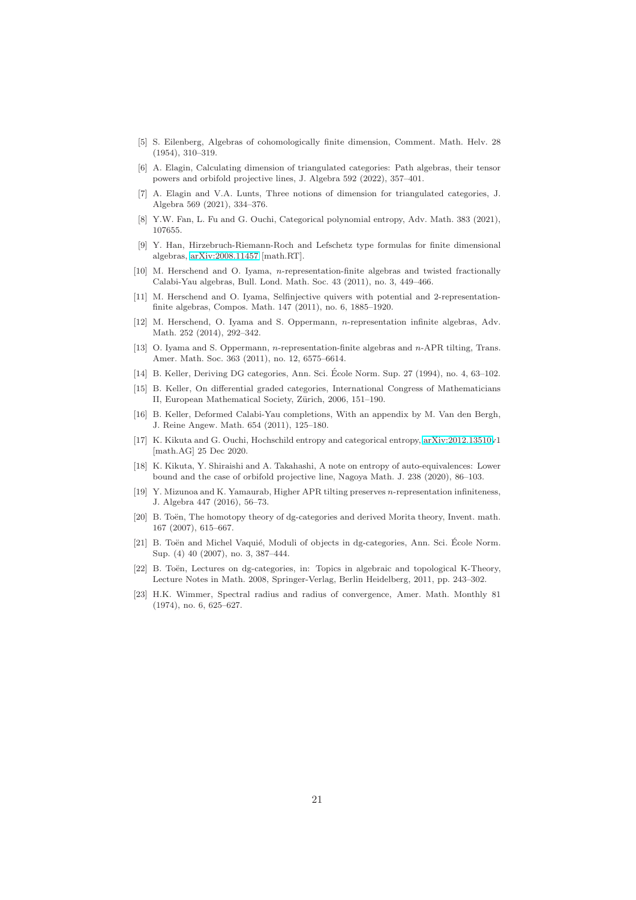[5] S. Eilenberg, Algebras of cohomologically finite dimension, Comment. Math. Helv. 28 (1954), 310–319.

[6] A. Elagin, Calculating dimension of triangulated categories: Path algebras, their tensor powers and orbifold projective lines, J. Algebra 592 (2022), 357–401.

[7] A. Elagin and V.A. Lunts, Three notions of dimension for triangulated categories, J. Algebra 569 (2021), 334–376.

[8] Y.W. Fan, L. Fu and G. Ouchi, Categorical polynomial entropy, Adv. Math. 383 (2021), 107655.

[9] Y. Han, Hirzebruch-Riemann-Roch and Lefschetz type formulas for finite dimensional algebras, arXiv:2008.11457 [math.RT].

[10] M. Herschend and O. Iyama, $n$-representation-finite algebras and twisted fractionally Calabi-Yau algebras, Bull. Lond. Math. Soc. 43 (2011), no. 3, 449–466.

[11] M. Herschend and O. Iyama, Selfinjective quivers with potential and 2-representation-finite algebras, Compos. Math. 147 (2011), no. 6, 1885–1920.

[12] M. Herschend, O. Iyama and S. Oppermann, $n$-representation infinite algebras, Adv. Math. 252 (2014), 292–342.

[13] O. Iyama and S. Oppermann, $n$-representation-finite algebras and $n$-APR tilting, Trans. Amer. Math. Soc. 363 (2011), no. 12, 6575–6614.

[14] B. Keller, Deriving DG categories, Ann. Sci. École Norm. Sup. 27 (1994), no. 4, 63–102.

[15] B. Keller, On differential graded categories, International Congress of Mathematicians II, European Mathematical Society, Zürich, 2006, 151–190.

[16] B. Keller, Deformed Calabi-Yau completions, With an appendix by M. Van den Bergh, J. Reine Angew. Math. 654 (2011), 125–180.

[17] K. Kikuta and G. Ouchi, Hochschild entropy and categorical entropy, arXiv:2012.13510v1 [math.AG] 25 Dec 2020.

[18] K. Kikuta, Y. Shiraishi and A. Takahashi, A note on entropy of auto-equivalences: Lower bound and the case of orbifold projective line, Nagoya Math. J. 238 (2020), 86–103.

[19] Y. Mizunoa and K. Yamaurab, Higher APR tilting preserves $n$-representation infiniteness, J. Algebra 447 (2016), 56–73.

[20] B. Toën, The homotopy theory of dg-categories and derived Morita theory, Invent. math. 167 (2007), 615–667.

[21] B. Toën and Michel Vaquié, Moduli of objects in dg-categories, Ann. Sci. École Norm. Sup. (4) 40 (2007), no. 3, 387–444.

[22] B. Toën, Lectures on dg-categories, in: Topics in algebraic and topological K-Theory, Lecture Notes in Math. 2008, Springer-Verlag, Berlin Heidelberg, 2011, pp. 243–302.

[23] H.K. Wimmer, Spectral radius and radius of convergence, Amer. Math. Monthly 81 (1974), no. 6, 625–627.